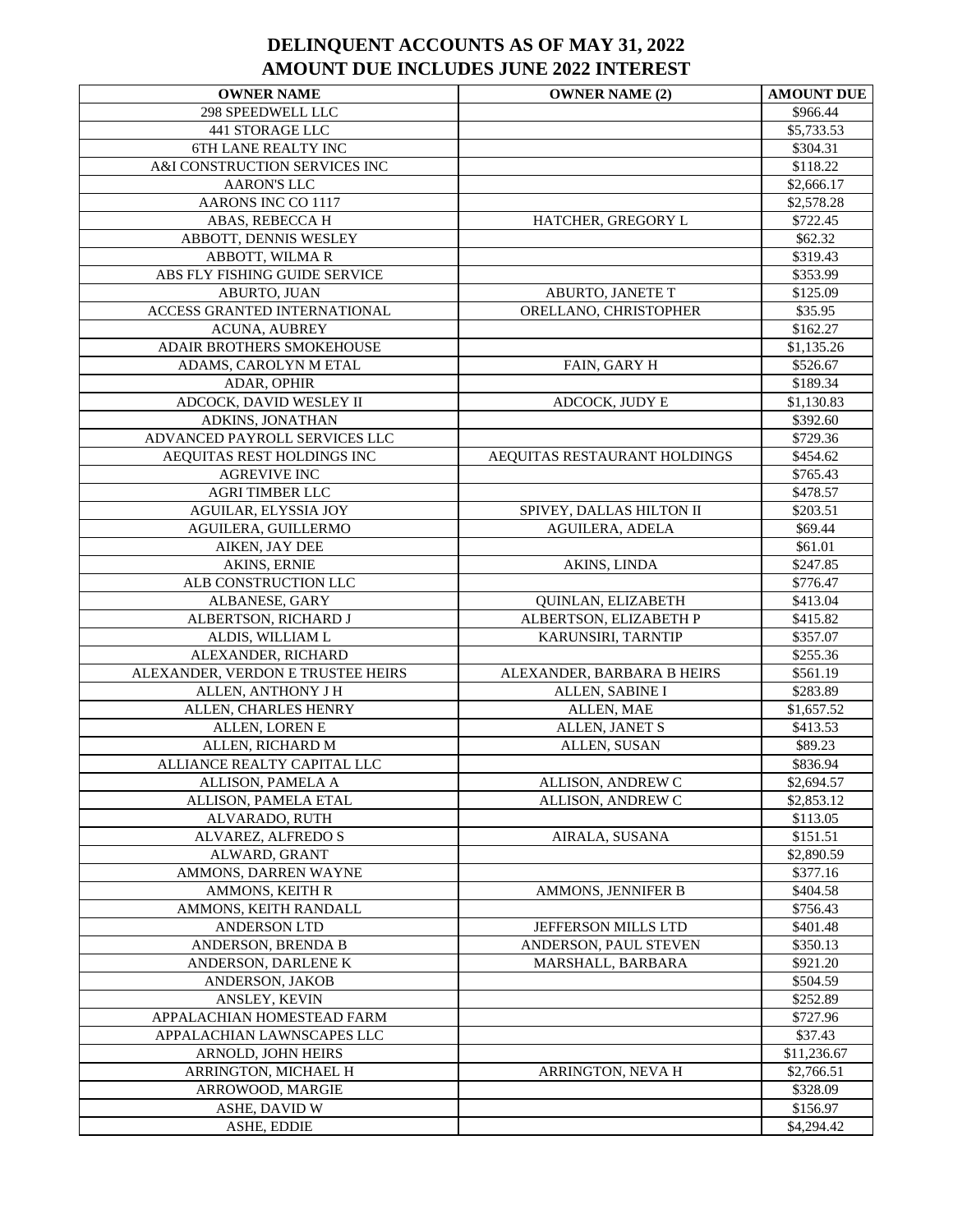# DELINQUENT ACCOUNTS AS OF MAY 31, 2022
## AMOUNT DUE INCLUDES JUNE 2022 INTEREST

| OWNER NAME | OWNER NAME (2) | AMOUNT DUE |
|---|---|---|
| 298 SPEEDWELL LLC | | $966.44 |
| 441 STORAGE LLC | | $5,733.53 |
| 6TH LANE REALTY INC | | $304.31 |
| A&I CONSTRUCTION SERVICES INC | | $118.22 |
| AARON'S LLC | | $2,666.17 |
| AARONS INC CO 1117 | | $2,578.28 |
| ABAS, REBECCA H | HATCHER, GREGORY L | $722.45 |
| ABBOTT, DENNIS WESLEY | | $62.32 |
| ABBOTT, WILMA R | | $319.43 |
| ABS FLY FISHING GUIDE SERVICE | | $353.99 |
| ABURTO, JUAN | ABURTO, JANETE T | $125.09 |
| ACCESS GRANTED INTERNATIONAL | ORELLANO, CHRISTOPHER | $35.95 |
| ACUNA, AUBREY | | $162.27 |
| ADAIR BROTHERS SMOKEHOUSE | | $1,135.26 |
| ADAMS, CAROLYN M ETAL | FAIN, GARY H | $526.67 |
| ADAR, OPHIR | | $189.34 |
| ADCOCK, DAVID WESLEY II | ADCOCK, JUDY E | $1,130.83 |
| ADKINS, JONATHAN | | $392.60 |
| ADVANCED PAYROLL SERVICES LLC | | $729.36 |
| AEQUITAS REST HOLDINGS INC | AEQUITAS RESTAURANT HOLDINGS | $454.62 |
| AGREVIVE INC | | $765.43 |
| AGRI TIMBER LLC | | $478.57 |
| AGUILAR, ELYSSIA JOY | SPIVEY, DALLAS HILTON II | $203.51 |
| AGUILERA, GUILLERMO | AGUILERA, ADELA | $69.44 |
| AIKEN, JAY DEE | | $61.01 |
| AKINS, ERNIE | AKINS, LINDA | $247.85 |
| ALB CONSTRUCTION LLC | | $776.47 |
| ALBANESE, GARY | QUINLAN, ELIZABETH | $413.04 |
| ALBERTSON, RICHARD J | ALBERTSON, ELIZABETH P | $415.82 |
| ALDIS, WILLIAM L | KARUNSIRI, TARNTIP | $357.07 |
| ALEXANDER, RICHARD | | $255.36 |
| ALEXANDER, VERDON E TRUSTEE HEIRS | ALEXANDER, BARBARA B HEIRS | $561.19 |
| ALLEN, ANTHONY J H | ALLEN, SABINE I | $283.89 |
| ALLEN, CHARLES HENRY | ALLEN, MAE | $1,657.52 |
| ALLEN, LOREN E | ALLEN, JANET S | $413.53 |
| ALLEN, RICHARD M | ALLEN, SUSAN | $89.23 |
| ALLIANCE REALTY CAPITAL LLC | | $836.94 |
| ALLISON, PAMELA A | ALLISON, ANDREW C | $2,694.57 |
| ALLISON, PAMELA ETAL | ALLISON, ANDREW C | $2,853.12 |
| ALVARADO, RUTH | | $113.05 |
| ALVAREZ, ALFREDO S | AIRALA, SUSANA | $151.51 |
| ALWARD, GRANT | | $2,890.59 |
| AMMONS, DARREN WAYNE | | $377.16 |
| AMMONS, KEITH R | AMMONS, JENNIFER B | $404.58 |
| AMMONS, KEITH RANDALL | | $756.43 |
| ANDERSON LTD | JEFFERSON MILLS LTD | $401.48 |
| ANDERSON, BRENDA B | ANDERSON, PAUL STEVEN | $350.13 |
| ANDERSON, DARLENE K | MARSHALL, BARBARA | $921.20 |
| ANDERSON, JAKOB | | $504.59 |
| ANSLEY, KEVIN | | $252.89 |
| APPALACHIAN HOMESTEAD FARM | | $727.96 |
| APPALACHIAN LAWNSCAPES LLC | | $37.43 |
| ARNOLD, JOHN HEIRS | | $11,236.67 |
| ARRINGTON, MICHAEL H | ARRINGTON, NEVA H | $2,766.51 |
| ARROWOOD, MARGIE | | $328.09 |
| ASHE, DAVID W | | $156.97 |
| ASHE, EDDIE | | $4,294.42 |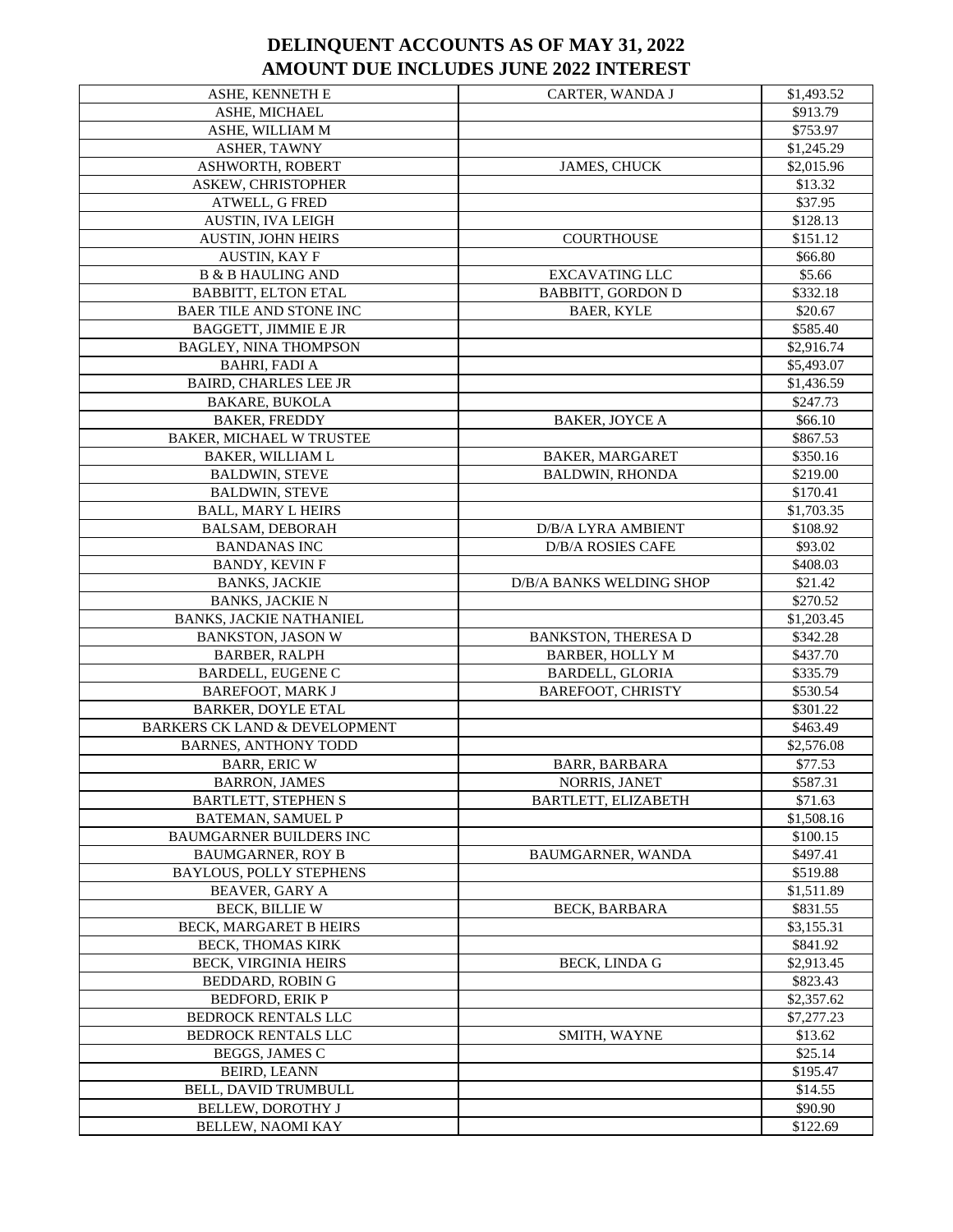# DELINQUENT ACCOUNTS AS OF MAY 31, 2022
# AMOUNT DUE INCLUDES JUNE 2022 INTEREST

| | | |
|---|---|---|
| ASHE, KENNETH E | CARTER, WANDA J | $1,493.52 |
| ASHE, MICHAEL | | $913.79 |
| ASHE, WILLIAM M | | $753.97 |
| ASHER, TAWNY | | $1,245.29 |
| ASHWORTH, ROBERT | JAMES, CHUCK | $2,015.96 |
| ASKEW, CHRISTOPHER | | $13.32 |
| ATWELL, G FRED | | $37.95 |
| AUSTIN, IVA LEIGH | | $128.13 |
| AUSTIN, JOHN HEIRS | COURTHOUSE | $151.12 |
| AUSTIN, KAY F | | $66.80 |
| B & B HAULING AND | EXCAVATING LLC | $5.66 |
| BABBITT, ELTON ETAL | BABBITT, GORDON D | $332.18 |
| BAER TILE AND STONE INC | BAER, KYLE | $20.67 |
| BAGGETT, JIMMIE E JR | | $585.40 |
| BAGLEY, NINA THOMPSON | | $2,916.74 |
| BAHRI, FADI A | | $5,493.07 |
| BAIRD, CHARLES LEE JR | | $1,436.59 |
| BAKARE, BUKOLA | | $247.73 |
| BAKER, FREDDY | BAKER, JOYCE A | $66.10 |
| BAKER, MICHAEL W TRUSTEE | | $867.53 |
| BAKER, WILLIAM L | BAKER, MARGARET | $350.16 |
| BALDWIN, STEVE | BALDWIN, RHONDA | $219.00 |
| BALDWIN, STEVE | | $170.41 |
| BALL, MARY L HEIRS | | $1,703.35 |
| BALSAM, DEBORAH | D/B/A LYRA AMBIENT | $108.92 |
| BANDANAS INC | D/B/A ROSIES CAFE | $93.02 |
| BANDY, KEVIN F | | $408.03 |
| BANKS, JACKIE | D/B/A BANKS WELDING SHOP | $21.42 |
| BANKS, JACKIE N | | $270.52 |
| BANKS, JACKIE NATHANIEL | | $1,203.45 |
| BANKSTON, JASON W | BANKSTON, THERESA D | $342.28 |
| BARBER, RALPH | BARBER, HOLLY M | $437.70 |
| BARDELL, EUGENE C | BARDELL, GLORIA | $335.79 |
| BAREFOOT, MARK J | BAREFOOT, CHRISTY | $530.54 |
| BARKER, DOYLE ETAL | | $301.22 |
| BARKERS CK LAND & DEVELOPMENT | | $463.49 |
| BARNES, ANTHONY TODD | | $2,576.08 |
| BARR, ERIC W | BARR, BARBARA | $77.53 |
| BARRON, JAMES | NORRIS, JANET | $587.31 |
| BARTLETT, STEPHEN S | BARTLETT, ELIZABETH | $71.63 |
| BATEMAN, SAMUEL P | | $1,508.16 |
| BAUMGARNER BUILDERS INC | | $100.15 |
| BAUMGARNER, ROY B | BAUMGARNER, WANDA | $497.41 |
| BAYLOUS, POLLY STEPHENS | | $519.88 |
| BEAVER, GARY A | | $1,511.89 |
| BECK, BILLIE W | BECK, BARBARA | $831.55 |
| BECK, MARGARET B HEIRS | | $3,155.31 |
| BECK, THOMAS KIRK | | $841.92 |
| BECK, VIRGINIA HEIRS | BECK, LINDA G | $2,913.45 |
| BEDDARD, ROBIN G | | $823.43 |
| BEDFORD, ERIK P | | $2,357.62 |
| BEDROCK RENTALS LLC | | $7,277.23 |
| BEDROCK RENTALS LLC | SMITH, WAYNE | $13.62 |
| BEGGS, JAMES C | | $25.14 |
| BEIRD, LEANN | | $195.47 |
| BELL, DAVID TRUMBULL | | $14.55 |
| BELLEW, DOROTHY J | | $90.90 |
| BELLEW, NAOMI KAY | | $122.69 |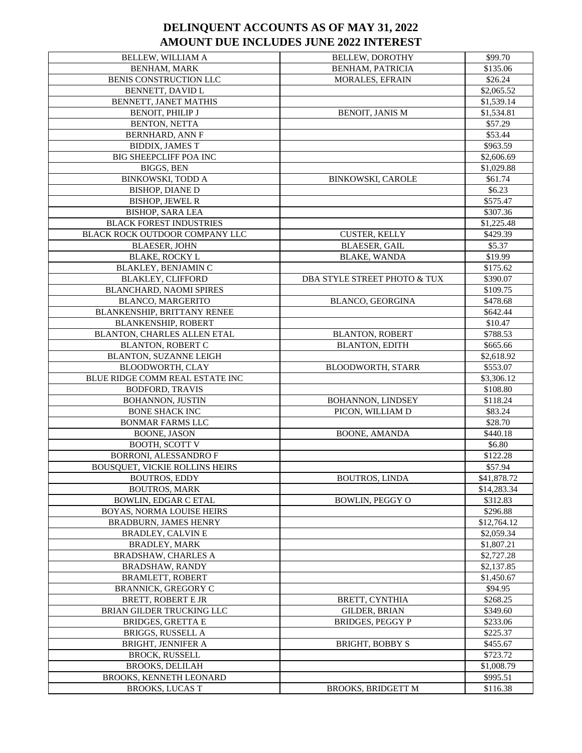# DELINQUENT ACCOUNTS AS OF MAY 31, 2022
# AMOUNT DUE INCLUDES JUNE 2022 INTEREST

| | | |
|---|---|---|
| BELLEW, WILLIAM A | BELLEW, DOROTHY | $99.70 |
| BENHAM, MARK | BENHAM, PATRICIA | $135.06 |
| BENIS CONSTRUCTION LLC | MORALES, EFRAIN | $26.24 |
| BENNETT, DAVID L | | $2,065.52 |
| BENNETT, JANET MATHIS | | $1,539.14 |
| BENOIT, PHILIP J | BENOIT, JANIS M | $1,534.81 |
| BENTON, NETTA | | $57.29 |
| BERNHARD, ANN F | | $53.44 |
| BIDDIX, JAMES T | | $963.59 |
| BIG SHEEPCLIFF POA INC | | $2,606.69 |
| BIGGS, BEN | | $1,029.88 |
| BINKOWSKI, TODD A | BINKOWSKI, CAROLE | $61.74 |
| BISHOP, DIANE D | | $6.23 |
| BISHOP, JEWEL R | | $575.47 |
| BISHOP, SARA LEA | | $307.36 |
| BLACK FOREST INDUSTRIES | | $1,225.48 |
| BLACK ROCK OUTDOOR COMPANY LLC | CUSTER, KELLY | $429.39 |
| BLAESER, JOHN | BLAESER, GAIL | $5.37 |
| BLAKE, ROCKY L | BLAKE, WANDA | $19.99 |
| BLAKLEY, BENJAMIN C | | $175.62 |
| BLAKLEY, CLIFFORD | DBA STYLE STREET PHOTO & TUX | $390.07 |
| BLANCHARD, NAOMI SPIRES | | $109.75 |
| BLANCO, MARGERITO | BLANCO, GEORGINA | $478.68 |
| BLANKENSHIP, BRITTANY RENEE | | $642.44 |
| BLANKENSHIP, ROBERT | | $10.47 |
| BLANTON, CHARLES ALLEN ETAL | BLANTON, ROBERT | $788.53 |
| BLANTON, ROBERT C | BLANTON, EDITH | $665.66 |
| BLANTON, SUZANNE LEIGH | | $2,618.92 |
| BLOODWORTH, CLAY | BLOODWORTH, STARR | $553.07 |
| BLUE RIDGE COMM REAL ESTATE INC | | $3,306.12 |
| BODFORD, TRAVIS | | $108.80 |
| BOHANNON, JUSTIN | BOHANNON, LINDSEY | $118.24 |
| BONE SHACK INC | PICON, WILLIAM D | $83.24 |
| BONMAR FARMS LLC | | $28.70 |
| BOONE, JASON | BOONE, AMANDA | $440.18 |
| BOOTH, SCOTT V | | $6.80 |
| BORRONI, ALESSANDRO F | | $122.28 |
| BOUSQUET, VICKIE ROLLINS HEIRS | | $57.94 |
| BOUTROS, EDDY | BOUTROS, LINDA | $41,878.72 |
| BOUTROS, MARK | | $14,283.34 |
| BOWLIN, EDGAR C ETAL | BOWLIN, PEGGY O | $312.83 |
| BOYAS, NORMA LOUISE HEIRS | | $296.88 |
| BRADBURN, JAMES HENRY | | $12,764.12 |
| BRADLEY, CALVIN E | | $2,059.34 |
| BRADLEY, MARK | | $1,807.21 |
| BRADSHAW, CHARLES A | | $2,727.28 |
| BRADSHAW, RANDY | | $2,137.85 |
| BRAMLETT, ROBERT | | $1,450.67 |
| BRANNICK, GREGORY C | | $94.95 |
| BRETT, ROBERT E JR | BRETT, CYNTHIA | $268.25 |
| BRIAN GILDER TRUCKING LLC | GILDER, BRIAN | $349.60 |
| BRIDGES, GRETTA E | BRIDGES, PEGGY P | $233.06 |
| BRIGGS, RUSSELL A | | $225.37 |
| BRIGHT, JENNIFER A | BRIGHT, BOBBY S | $455.67 |
| BROCK, RUSSELL | | $723.72 |
| BROOKS, DELILAH | | $1,008.79 |
| BROOKS, KENNETH LEONARD | | $995.51 |
| BROOKS, LUCAS T | BROOKS, BRIDGETT M | $116.38 |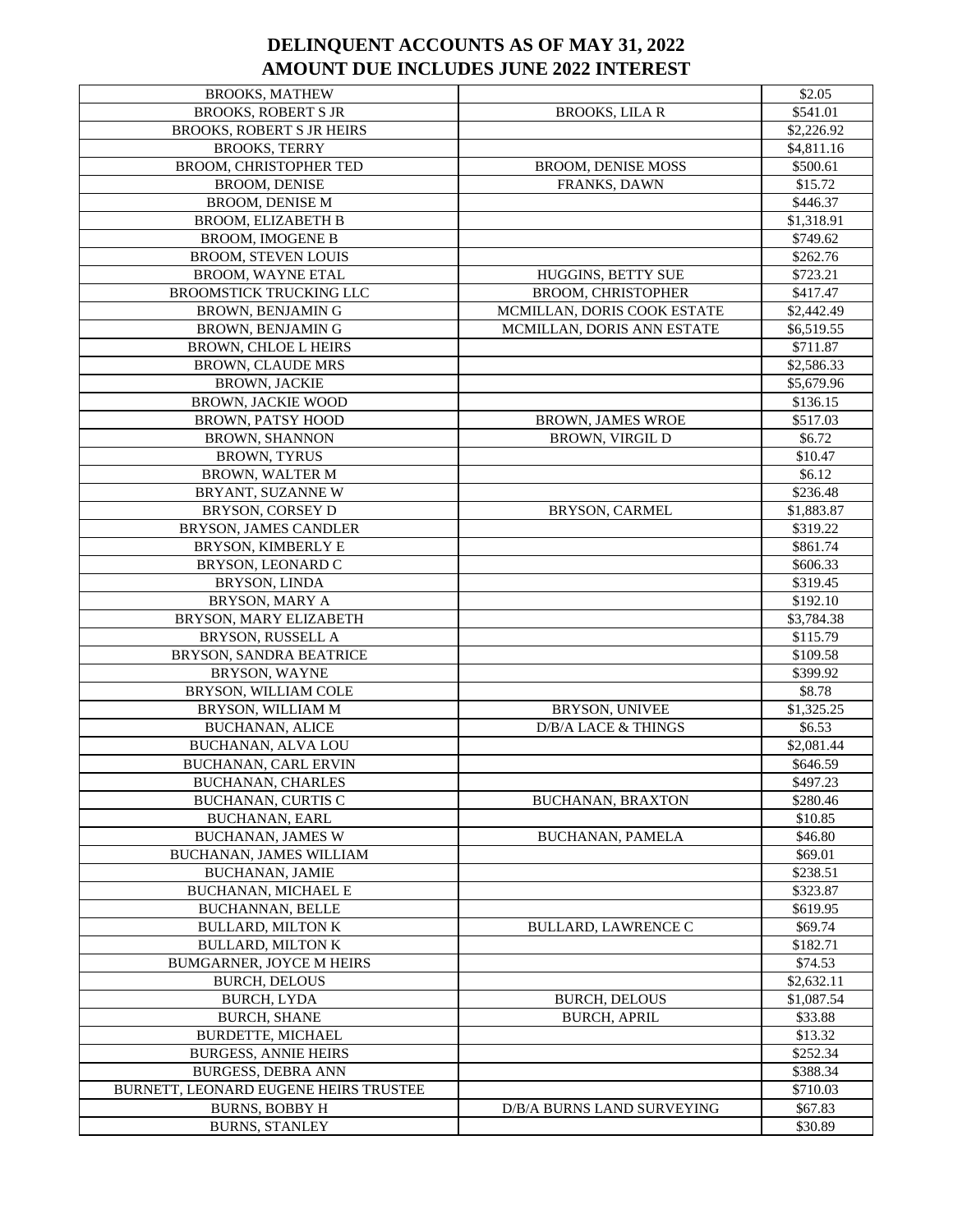# DELINQUENT ACCOUNTS AS OF MAY 31, 2022
# AMOUNT DUE INCLUDES JUNE 2022 INTEREST

| | | |
|---|---|---|
| BROOKS, MATHEW | | $2.05 |
| BROOKS, ROBERT S JR | BROOKS, LILA R | $541.01 |
| BROOKS, ROBERT S JR HEIRS | | $2,226.92 |
| BROOKS, TERRY | | $4,811.16 |
| BROOM, CHRISTOPHER TED | BROOM, DENISE MOSS | $500.61 |
| BROOM, DENISE | FRANKS, DAWN | $15.72 |
| BROOM, DENISE M | | $446.37 |
| BROOM, ELIZABETH B | | $1,318.91 |
| BROOM, IMOGENE B | | $749.62 |
| BROOM, STEVEN LOUIS | | $262.76 |
| BROOM, WAYNE ETAL | HUGGINS, BETTY SUE | $723.21 |
| BROOMSTICK TRUCKING LLC | BROOM, CHRISTOPHER | $417.47 |
| BROWN, BENJAMIN G | MCMILLAN, DORIS COOK ESTATE | $2,442.49 |
| BROWN, BENJAMIN G | MCMILLAN, DORIS ANN ESTATE | $6,519.55 |
| BROWN, CHLOE L HEIRS | | $711.87 |
| BROWN, CLAUDE MRS | | $2,586.33 |
| BROWN, JACKIE | | $5,679.96 |
| BROWN, JACKIE WOOD | | $136.15 |
| BROWN, PATSY HOOD | BROWN, JAMES WROE | $517.03 |
| BROWN, SHANNON | BROWN, VIRGIL D | $6.72 |
| BROWN, TYRUS | | $10.47 |
| BROWN, WALTER M | | $6.12 |
| BRYANT, SUZANNE W | | $236.48 |
| BRYSON, CORSEY D | BRYSON, CARMEL | $1,883.87 |
| BRYSON, JAMES CANDLER | | $319.22 |
| BRYSON, KIMBERLY E | | $861.74 |
| BRYSON, LEONARD C | | $606.33 |
| BRYSON, LINDA | | $319.45 |
| BRYSON, MARY A | | $192.10 |
| BRYSON, MARY ELIZABETH | | $3,784.38 |
| BRYSON, RUSSELL A | | $115.79 |
| BRYSON, SANDRA BEATRICE | | $109.58 |
| BRYSON, WAYNE | | $399.92 |
| BRYSON, WILLIAM COLE | | $8.78 |
| BRYSON, WILLIAM M | BRYSON, UNIVEE | $1,325.25 |
| BUCHANAN, ALICE | D/B/A LACE & THINGS | $6.53 |
| BUCHANAN, ALVA LOU | | $2,081.44 |
| BUCHANAN, CARL ERVIN | | $646.59 |
| BUCHANAN, CHARLES | | $497.23 |
| BUCHANAN, CURTIS C | BUCHANAN, BRAXTON | $280.46 |
| BUCHANAN, EARL | | $10.85 |
| BUCHANAN, JAMES W | BUCHANAN, PAMELA | $46.80 |
| BUCHANAN, JAMES WILLIAM | | $69.01 |
| BUCHANAN, JAMIE | | $238.51 |
| BUCHANAN, MICHAEL E | | $323.87 |
| BUCHANNAN, BELLE | | $619.95 |
| BULLARD, MILTON K | BULLARD, LAWRENCE C | $69.74 |
| BULLARD, MILTON K | | $182.71 |
| BUMGARNER, JOYCE M HEIRS | | $74.53 |
| BURCH, DELOUS | | $2,632.11 |
| BURCH, LYDA | BURCH, DELOUS | $1,087.54 |
| BURCH, SHANE | BURCH, APRIL | $33.88 |
| BURDETTE, MICHAEL | | $13.32 |
| BURGESS, ANNIE HEIRS | | $252.34 |
| BURGESS, DEBRA ANN | | $388.34 |
| BURNETT, LEONARD EUGENE HEIRS TRUSTEE | | $710.03 |
| BURNS, BOBBY H | D/B/A BURNS LAND SURVEYING | $67.83 |
| BURNS, STANLEY | | $30.89 |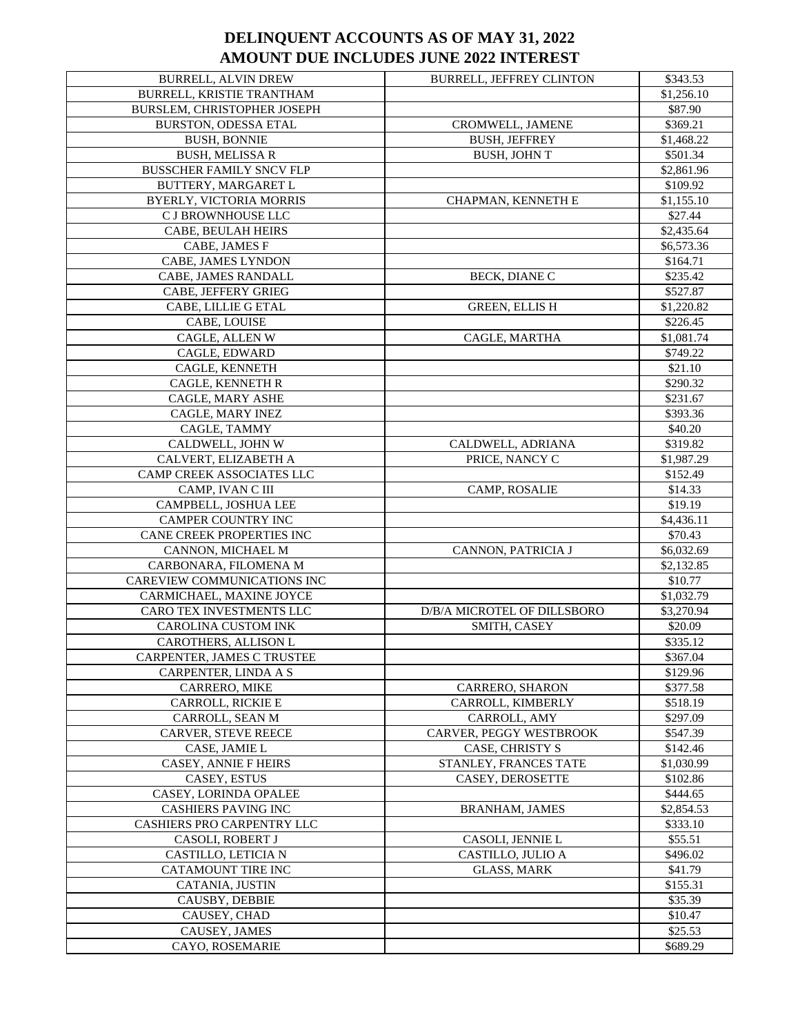# DELINQUENT ACCOUNTS AS OF MAY 31, 2022
## AMOUNT DUE INCLUDES JUNE 2022 INTEREST

| | | |
|---|---|---|
| BURRELL, ALVIN DREW | BURRELL, JEFFREY CLINTON | $343.53 |
| BURRELL, KRISTIE TRANTHAM | | $1,256.10 |
| BURSLEM, CHRISTOPHER JOSEPH | | $87.90 |
| BURSTON, ODESSA ETAL | CROMWELL, JAMENE | $369.21 |
| BUSH, BONNIE | BUSH, JEFFREY | $1,468.22 |
| BUSH, MELISSA R | BUSH, JOHN T | $501.34 |
| BUSSCHER FAMILY SNCV FLP | | $2,861.96 |
| BUTTERY, MARGARET L | | $109.92 |
| BYERLY, VICTORIA MORRIS | CHAPMAN, KENNETH E | $1,155.10 |
| C J BROWNHOUSE LLC | | $27.44 |
| CABE, BEULAH HEIRS | | $2,435.64 |
| CABE, JAMES F | | $6,573.36 |
| CABE, JAMES LYNDON | | $164.71 |
| CABE, JAMES RANDALL | BECK, DIANE C | $235.42 |
| CABE, JEFFERY GRIEG | | $527.87 |
| CABE, LILLIE G ETAL | GREEN, ELLIS H | $1,220.82 |
| CABE, LOUISE | | $226.45 |
| CAGLE, ALLEN W | CAGLE, MARTHA | $1,081.74 |
| CAGLE, EDWARD | | $749.22 |
| CAGLE, KENNETH | | $21.10 |
| CAGLE, KENNETH R | | $290.32 |
| CAGLE, MARY ASHE | | $231.67 |
| CAGLE, MARY INEZ | | $393.36 |
| CAGLE, TAMMY | | $40.20 |
| CALDWELL, JOHN W | CALDWELL, ADRIANA | $319.82 |
| CALVERT, ELIZABETH A | PRICE, NANCY C | $1,987.29 |
| CAMP CREEK ASSOCIATES LLC | | $152.49 |
| CAMP, IVAN C III | CAMP, ROSALIE | $14.33 |
| CAMPBELL, JOSHUA LEE | | $19.19 |
| CAMPER COUNTRY INC | | $4,436.11 |
| CANE CREEK PROPERTIES INC | | $70.43 |
| CANNON, MICHAEL M | CANNON, PATRICIA J | $6,032.69 |
| CARBONARA, FILOMENA M | | $2,132.85 |
| CAREVIEW COMMUNICATIONS INC | | $10.77 |
| CARMICHAEL, MAXINE JOYCE | | $1,032.79 |
| CARO TEX INVESTMENTS LLC | D/B/A MICROTEL OF DILLSBORO | $3,270.94 |
| CAROLINA CUSTOM INK | SMITH, CASEY | $20.09 |
| CAROTHERS, ALLISON L | | $335.12 |
| CARPENTER, JAMES C TRUSTEE | | $367.04 |
| CARPENTER, LINDA A S | | $129.96 |
| CARRERO, MIKE | CARRERO, SHARON | $377.58 |
| CARROLL, RICKIE E | CARROLL, KIMBERLY | $518.19 |
| CARROLL, SEAN M | CARROLL, AMY | $297.09 |
| CARVER, STEVE REECE | CARVER, PEGGY WESTBROOK | $547.39 |
| CASE, JAMIE L | CASE, CHRISTY S | $142.46 |
| CASEY, ANNIE F HEIRS | STANLEY, FRANCES TATE | $1,030.99 |
| CASEY, ESTUS | CASEY, DEROSETTE | $102.86 |
| CASEY, LORINDA OPALEE | | $444.65 |
| CASHIERS PAVING INC | BRANHAM, JAMES | $2,854.53 |
| CASHIERS PRO CARPENTRY LLC | | $333.10 |
| CASOLI, ROBERT J | CASOLI, JENNIE L | $55.51 |
| CASTILLO, LETICIA N | CASTILLO, JULIO A | $496.02 |
| CATAMOUNT TIRE INC | GLASS, MARK | $41.79 |
| CATANIA, JUSTIN | | $155.31 |
| CAUSBY, DEBBIE | | $35.39 |
| CAUSEY, CHAD | | $10.47 |
| CAUSEY, JAMES | | $25.53 |
| CAYO, ROSEMARIE | | $689.29 |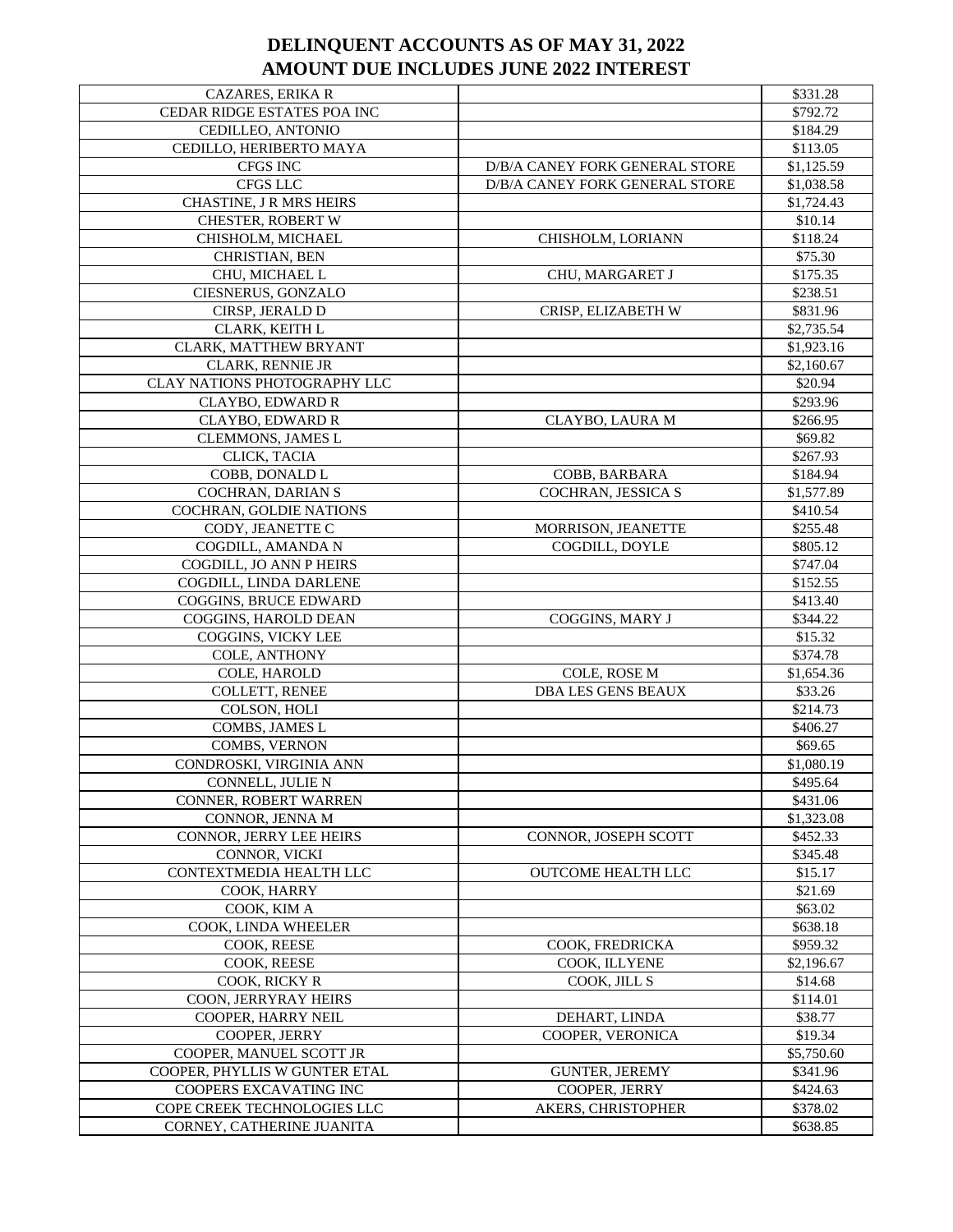# DELINQUENT ACCOUNTS AS OF MAY 31, 2022
# AMOUNT DUE INCLUDES JUNE 2022 INTEREST

| | | |
|---|---|---|
| CAZARES, ERIKA R | | $331.28 |
| CEDAR RIDGE ESTATES POA INC | | $792.72 |
| CEDILLEO, ANTONIO | | $184.29 |
| CEDILLO, HERIBERTO MAYA | | $113.05 |
| CFGS INC | D/B/A CANEY FORK GENERAL STORE | $1,125.59 |
| CFGS LLC | D/B/A CANEY FORK GENERAL STORE | $1,038.58 |
| CHASTINE, J R MRS HEIRS | | $1,724.43 |
| CHESTER, ROBERT W | | $10.14 |
| CHISHOLM, MICHAEL | CHISHOLM, LORIANN | $118.24 |
| CHRISTIAN, BEN | | $75.30 |
| CHU, MICHAEL L | CHU, MARGARET J | $175.35 |
| CIESNERUS, GONZALO | | $238.51 |
| CIRSP, JERALD D | CRISP, ELIZABETH W | $831.96 |
| CLARK, KEITH L | | $2,735.54 |
| CLARK, MATTHEW BRYANT | | $1,923.16 |
| CLARK, RENNIE JR | | $2,160.67 |
| CLAY NATIONS PHOTOGRAPHY LLC | | $20.94 |
| CLAYBO, EDWARD R | | $293.96 |
| CLAYBO, EDWARD R | CLAYBO, LAURA M | $266.95 |
| CLEMMONS, JAMES L | | $69.82 |
| CLICK, TACIA | | $267.93 |
| COBB, DONALD L | COBB, BARBARA | $184.94 |
| COCHRAN, DARIAN S | COCHRAN, JESSICA S | $1,577.89 |
| COCHRAN, GOLDIE NATIONS | | $410.54 |
| CODY, JEANETTE C | MORRISON, JEANETTE | $255.48 |
| COGDILL, AMANDA N | COGDILL, DOYLE | $805.12 |
| COGDILL, JO ANN P HEIRS | | $747.04 |
| COGDILL, LINDA DARLENE | | $152.55 |
| COGGINS, BRUCE EDWARD | | $413.40 |
| COGGINS, HAROLD DEAN | COGGINS, MARY J | $344.22 |
| COGGINS, VICKY LEE | | $15.32 |
| COLE, ANTHONY | | $374.78 |
| COLE, HAROLD | COLE, ROSE M | $1,654.36 |
| COLLETT, RENEE | DBA LES GENS BEAUX | $33.26 |
| COLSON, HOLI | | $214.73 |
| COMBS, JAMES L | | $406.27 |
| COMBS, VERNON | | $69.65 |
| CONDROSKI, VIRGINIA ANN | | $1,080.19 |
| CONNELL, JULIE N | | $495.64 |
| CONNER, ROBERT WARREN | | $431.06 |
| CONNOR, JENNA M | | $1,323.08 |
| CONNOR, JERRY LEE HEIRS | CONNOR, JOSEPH SCOTT | $452.33 |
| CONNOR, VICKI | | $345.48 |
| CONTEXTMEDIA HEALTH LLC | OUTCOME HEALTH LLC | $15.17 |
| COOK, HARRY | | $21.69 |
| COOK, KIM A | | $63.02 |
| COOK, LINDA WHEELER | | $638.18 |
| COOK, REESE | COOK, FREDRICKA | $959.32 |
| COOK, REESE | COOK, ILLYENE | $2,196.67 |
| COOK, RICKY R | COOK, JILL S | $14.68 |
| COON, JERRYRAY HEIRS | | $114.01 |
| COOPER, HARRY NEIL | DEHART, LINDA | $38.77 |
| COOPER, JERRY | COOPER, VERONICA | $19.34 |
| COOPER, MANUEL SCOTT JR | | $5,750.60 |
| COOPER, PHYLLIS W GUNTER ETAL | GUNTER, JEREMY | $341.96 |
| COOPERS EXCAVATING INC | COOPER, JERRY | $424.63 |
| COPE CREEK TECHNOLOGIES LLC | AKERS, CHRISTOPHER | $378.02 |
| CORNEY, CATHERINE JUANITA | | $638.85 |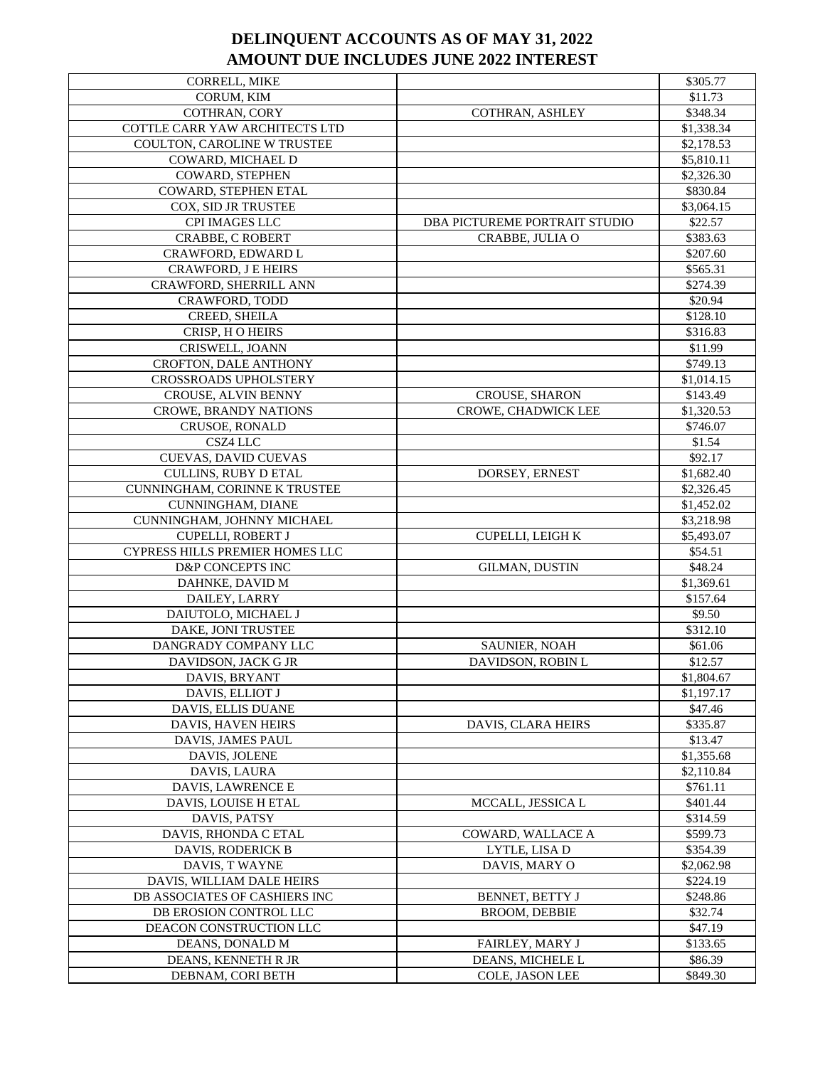# DELINQUENT ACCOUNTS AS OF MAY 31, 2022
# AMOUNT DUE INCLUDES JUNE 2022 INTEREST

| | | |
|---|---|---|
| CORRELL, MIKE | | $305.77 |
| CORUM, KIM | | $11.73 |
| COTHRAN, CORY | COTHRAN, ASHLEY | $348.34 |
| COTTLE CARR YAW ARCHITECTS LTD | | $1,338.34 |
| COULTON, CAROLINE W TRUSTEE | | $2,178.53 |
| COWARD, MICHAEL D | | $5,810.11 |
| COWARD, STEPHEN | | $2,326.30 |
| COWARD, STEPHEN ETAL | | $830.84 |
| COX, SID JR TRUSTEE | | $3,064.15 |
| CPI IMAGES LLC | DBA PICTUREME PORTRAIT STUDIO | $22.57 |
| CRABBE, C ROBERT | CRABBE, JULIA O | $383.63 |
| CRAWFORD, EDWARD L | | $207.60 |
| CRAWFORD, J E HEIRS | | $565.31 |
| CRAWFORD, SHERRILL ANN | | $274.39 |
| CRAWFORD, TODD | | $20.94 |
| CREED, SHEILA | | $128.10 |
| CRISP, H O HEIRS | | $316.83 |
| CRISWELL, JOANN | | $11.99 |
| CROFTON, DALE ANTHONY | | $749.13 |
| CROSSROADS UPHOLSTERY | | $1,014.15 |
| CROUSE, ALVIN BENNY | CROUSE, SHARON | $143.49 |
| CROWE, BRANDY NATIONS | CROWE, CHADWICK LEE | $1,320.53 |
| CRUSOE, RONALD | | $746.07 |
| CSZ4 LLC | | $1.54 |
| CUEVAS, DAVID CUEVAS | | $92.17 |
| CULLINS, RUBY D ETAL | DORSEY, ERNEST | $1,682.40 |
| CUNNINGHAM, CORINNE K TRUSTEE | | $2,326.45 |
| CUNNINGHAM, DIANE | | $1,452.02 |
| CUNNINGHAM, JOHNNY MICHAEL | | $3,218.98 |
| CUPELLI, ROBERT J | CUPELLI, LEIGH K | $5,493.07 |
| CYPRESS HILLS PREMIER HOMES LLC | | $54.51 |
| D&P CONCEPTS INC | GILMAN, DUSTIN | $48.24 |
| DAHNKE, DAVID M | | $1,369.61 |
| DAILEY, LARRY | | $157.64 |
| DAIUTOLO, MICHAEL J | | $9.50 |
| DAKE, JONI TRUSTEE | | $312.10 |
| DANGRADY COMPANY LLC | SAUNIER, NOAH | $61.06 |
| DAVIDSON, JACK G JR | DAVIDSON, ROBIN L | $12.57 |
| DAVIS, BRYANT | | $1,804.67 |
| DAVIS, ELLIOT J | | $1,197.17 |
| DAVIS, ELLIS DUANE | | $47.46 |
| DAVIS, HAVEN HEIRS | DAVIS, CLARA HEIRS | $335.87 |
| DAVIS, JAMES PAUL | | $13.47 |
| DAVIS, JOLENE | | $1,355.68 |
| DAVIS, LAURA | | $2,110.84 |
| DAVIS, LAWRENCE E | | $761.11 |
| DAVIS, LOUISE H ETAL | MCCALL, JESSICA L | $401.44 |
| DAVIS, PATSY | | $314.59 |
| DAVIS, RHONDA C ETAL | COWARD, WALLACE A | $599.73 |
| DAVIS, RODERICK B | LYTLE, LISA D | $354.39 |
| DAVIS, T WAYNE | DAVIS, MARY O | $2,062.98 |
| DAVIS, WILLIAM DALE HEIRS | | $224.19 |
| DB ASSOCIATES OF CASHIERS INC | BENNET, BETTY J | $248.86 |
| DB EROSION CONTROL LLC | BROOM, DEBBIE | $32.74 |
| DEACON CONSTRUCTION LLC | | $47.19 |
| DEANS, DONALD M | FAIRLEY, MARY J | $133.65 |
| DEANS, KENNETH R JR | DEANS, MICHELE L | $86.39 |
| DEBNAM, CORI BETH | COLE, JASON LEE | $849.30 |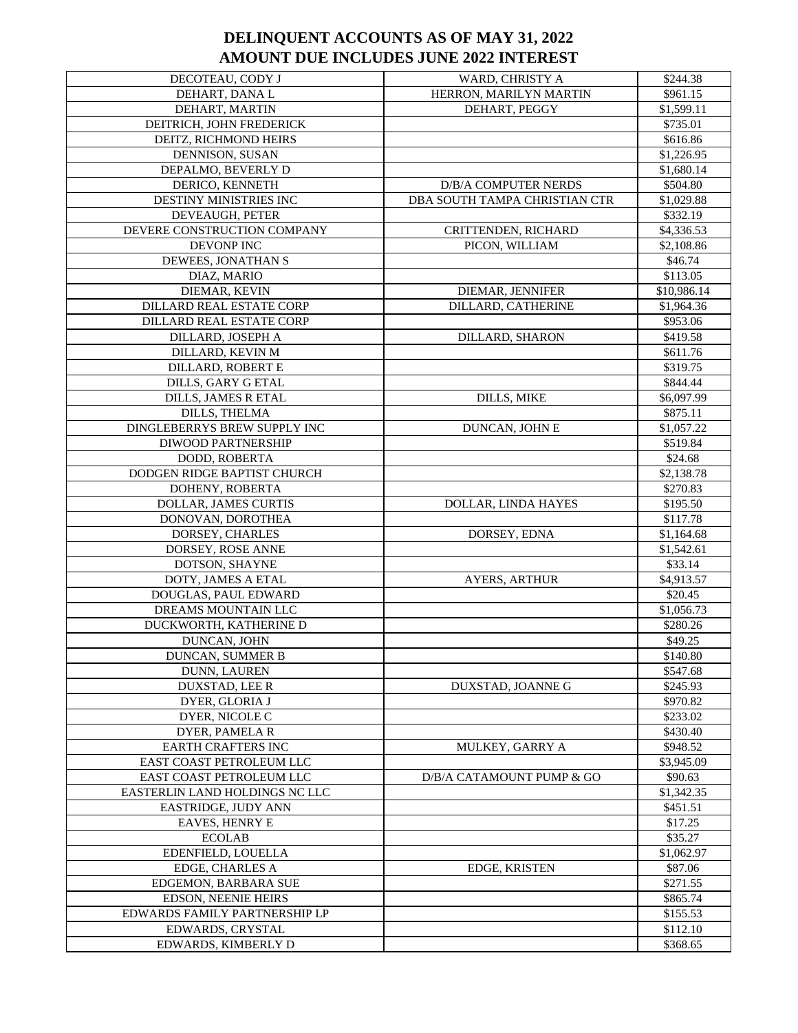# DELINQUENT ACCOUNTS AS OF MAY 31, 2022
# AMOUNT DUE INCLUDES JUNE 2022 INTEREST

| | | |
|---|---|---|
| DECOTEAU, CODY J | WARD, CHRISTY A | $244.38 |
| DEHART, DANA L | HERRON, MARILYN MARTIN | $961.15 |
| DEHART, MARTIN | DEHART, PEGGY | $1,599.11 |
| DEITRICH, JOHN FREDERICK | | $735.01 |
| DEITZ, RICHMOND HEIRS | | $616.86 |
| DENNISON, SUSAN | | $1,226.95 |
| DEPALMO, BEVERLY D | | $1,680.14 |
| DERICO, KENNETH | D/B/A COMPUTER NERDS | $504.80 |
| DESTINY MINISTRIES INC | DBA SOUTH TAMPA CHRISTIAN CTR | $1,029.88 |
| DEVEAUGH, PETER | | $332.19 |
| DEVERE CONSTRUCTION COMPANY | CRITTENDEN, RICHARD | $4,336.53 |
| DEVONP INC | PICON, WILLIAM | $2,108.86 |
| DEWEES, JONATHAN S | | $46.74 |
| DIAZ, MARIO | | $113.05 |
| DIEMAR, KEVIN | DIEMAR, JENNIFER | $10,986.14 |
| DILLARD REAL ESTATE CORP | DILLARD, CATHERINE | $1,964.36 |
| DILLARD REAL ESTATE CORP | | $953.06 |
| DILLARD, JOSEPH A | DILLARD, SHARON | $419.58 |
| DILLARD, KEVIN M | | $611.76 |
| DILLARD, ROBERT E | | $319.75 |
| DILLS, GARY G ETAL | | $844.44 |
| DILLS, JAMES R ETAL | DILLS, MIKE | $6,097.99 |
| DILLS, THELMA | | $875.11 |
| DINGLEBERRYS BREW SUPPLY INC | DUNCAN, JOHN E | $1,057.22 |
| DIWOOD PARTNERSHIP | | $519.84 |
| DODD, ROBERTA | | $24.68 |
| DODGEN RIDGE BAPTIST CHURCH | | $2,138.78 |
| DOHENY, ROBERTA | | $270.83 |
| DOLLAR, JAMES CURTIS | DOLLAR, LINDA HAYES | $195.50 |
| DONOVAN, DOROTHEA | | $117.78 |
| DORSEY, CHARLES | DORSEY, EDNA | $1,164.68 |
| DORSEY, ROSE ANNE | | $1,542.61 |
| DOTSON, SHAYNE | | $33.14 |
| DOTY, JAMES A ETAL | AYERS, ARTHUR | $4,913.57 |
| DOUGLAS, PAUL EDWARD | | $20.45 |
| DREAMS MOUNTAIN LLC | | $1,056.73 |
| DUCKWORTH, KATHERINE D | | $280.26 |
| DUNCAN, JOHN | | $49.25 |
| DUNCAN, SUMMER B | | $140.80 |
| DUNN, LAUREN | | $547.68 |
| DUXSTAD, LEE R | DUXSTAD, JOANNE G | $245.93 |
| DYER, GLORIA J | | $970.82 |
| DYER, NICOLE C | | $233.02 |
| DYER, PAMELA R | | $430.40 |
| EARTH CRAFTERS INC | MULKEY, GARRY A | $948.52 |
| EAST COAST PETROLEUM LLC | | $3,945.09 |
| EAST COAST PETROLEUM LLC | D/B/A CATAMOUNT PUMP & GO | $90.63 |
| EASTERLIN LAND HOLDINGS NC LLC | | $1,342.35 |
| EASTRIDGE, JUDY ANN | | $451.51 |
| EAVES, HENRY E | | $17.25 |
| ECOLAB | | $35.27 |
| EDENFIELD, LOUELLA | | $1,062.97 |
| EDGE, CHARLES A | EDGE, KRISTEN | $87.06 |
| EDGEMON, BARBARA SUE | | $271.55 |
| EDSON, NEENIE HEIRS | | $865.74 |
| EDWARDS FAMILY PARTNERSHIP LP | | $155.53 |
| EDWARDS, CRYSTAL | | $112.10 |
| EDWARDS, KIMBERLY D | | $368.65 |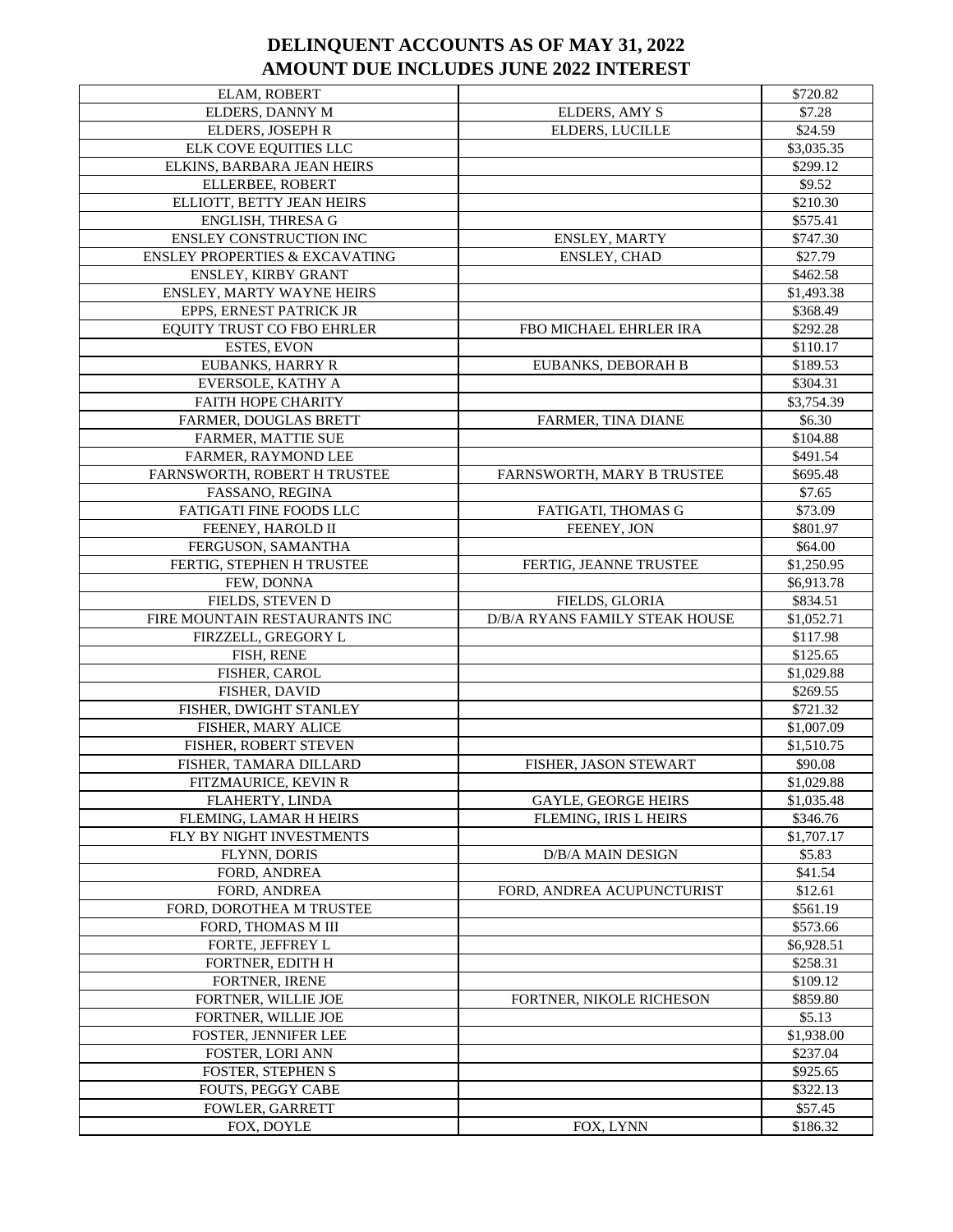# DELINQUENT ACCOUNTS AS OF MAY 31, 2022
# AMOUNT DUE INCLUDES JUNE 2022 INTEREST

| | | |
|---|---|---|
| ELAM, ROBERT | | $720.82 |
| ELDERS, DANNY M | ELDERS, AMY S | $7.28 |
| ELDERS, JOSEPH R | ELDERS, LUCILLE | $24.59 |
| ELK COVE EQUITIES LLC | | $3,035.35 |
| ELKINS, BARBARA JEAN HEIRS | | $299.12 |
| ELLERBEE, ROBERT | | $9.52 |
| ELLIOTT, BETTY JEAN HEIRS | | $210.30 |
| ENGLISH, THRESA G | | $575.41 |
| ENSLEY CONSTRUCTION INC | ENSLEY, MARTY | $747.30 |
| ENSLEY PROPERTIES & EXCAVATING | ENSLEY, CHAD | $27.79 |
| ENSLEY, KIRBY GRANT | | $462.58 |
| ENSLEY, MARTY WAYNE HEIRS | | $1,493.38 |
| EPPS, ERNEST PATRICK JR | | $368.49 |
| EQUITY TRUST CO FBO EHRLER | FBO MICHAEL EHRLER IRA | $292.28 |
| ESTES, EVON | | $110.17 |
| EUBANKS, HARRY R | EUBANKS, DEBORAH B | $189.53 |
| EVERSOLE, KATHY A | | $304.31 |
| FAITH HOPE CHARITY | | $3,754.39 |
| FARMER, DOUGLAS BRETT | FARMER, TINA DIANE | $6.30 |
| FARMER, MATTIE SUE | | $104.88 |
| FARMER, RAYMOND LEE | | $491.54 |
| FARNSWORTH, ROBERT H TRUSTEE | FARNSWORTH, MARY B TRUSTEE | $695.48 |
| FASSANO, REGINA | | $7.65 |
| FATIGATI FINE FOODS LLC | FATIGATI, THOMAS G | $73.09 |
| FEENEY, HAROLD II | FEENEY, JON | $801.97 |
| FERGUSON, SAMANTHA | | $64.00 |
| FERTIG, STEPHEN H TRUSTEE | FERTIG, JEANNE TRUSTEE | $1,250.95 |
| FEW, DONNA | | $6,913.78 |
| FIELDS, STEVEN D | FIELDS, GLORIA | $834.51 |
| FIRE MOUNTAIN RESTAURANTS INC | D/B/A RYANS FAMILY STEAK HOUSE | $1,052.71 |
| FIRZZELL, GREGORY L | | $117.98 |
| FISH, RENE | | $125.65 |
| FISHER, CAROL | | $1,029.88 |
| FISHER, DAVID | | $269.55 |
| FISHER, DWIGHT STANLEY | | $721.32 |
| FISHER, MARY ALICE | | $1,007.09 |
| FISHER, ROBERT STEVEN | | $1,510.75 |
| FISHER, TAMARA DILLARD | FISHER, JASON STEWART | $90.08 |
| FITZMAURICE, KEVIN R | | $1,029.88 |
| FLAHERTY, LINDA | GAYLE, GEORGE HEIRS | $1,035.48 |
| FLEMING, LAMAR H HEIRS | FLEMING, IRIS L HEIRS | $346.76 |
| FLY BY NIGHT INVESTMENTS | | $1,707.17 |
| FLYNN, DORIS | D/B/A MAIN DESIGN | $5.83 |
| FORD, ANDREA | | $41.54 |
| FORD, ANDREA | FORD, ANDREA ACUPUNCTURIST | $12.61 |
| FORD, DOROTHEA M TRUSTEE | | $561.19 |
| FORD, THOMAS M III | | $573.66 |
| FORTE, JEFFREY L | | $6,928.51 |
| FORTNER, EDITH H | | $258.31 |
| FORTNER, IRENE | | $109.12 |
| FORTNER, WILLIE JOE | FORTNER, NIKOLE RICHESON | $859.80 |
| FORTNER, WILLIE JOE | | $5.13 |
| FOSTER, JENNIFER LEE | | $1,938.00 |
| FOSTER, LORI ANN | | $237.04 |
| FOSTER, STEPHEN S | | $925.65 |
| FOUTS, PEGGY CABE | | $322.13 |
| FOWLER, GARRETT | | $57.45 |
| FOX, DOYLE | FOX, LYNN | $186.32 |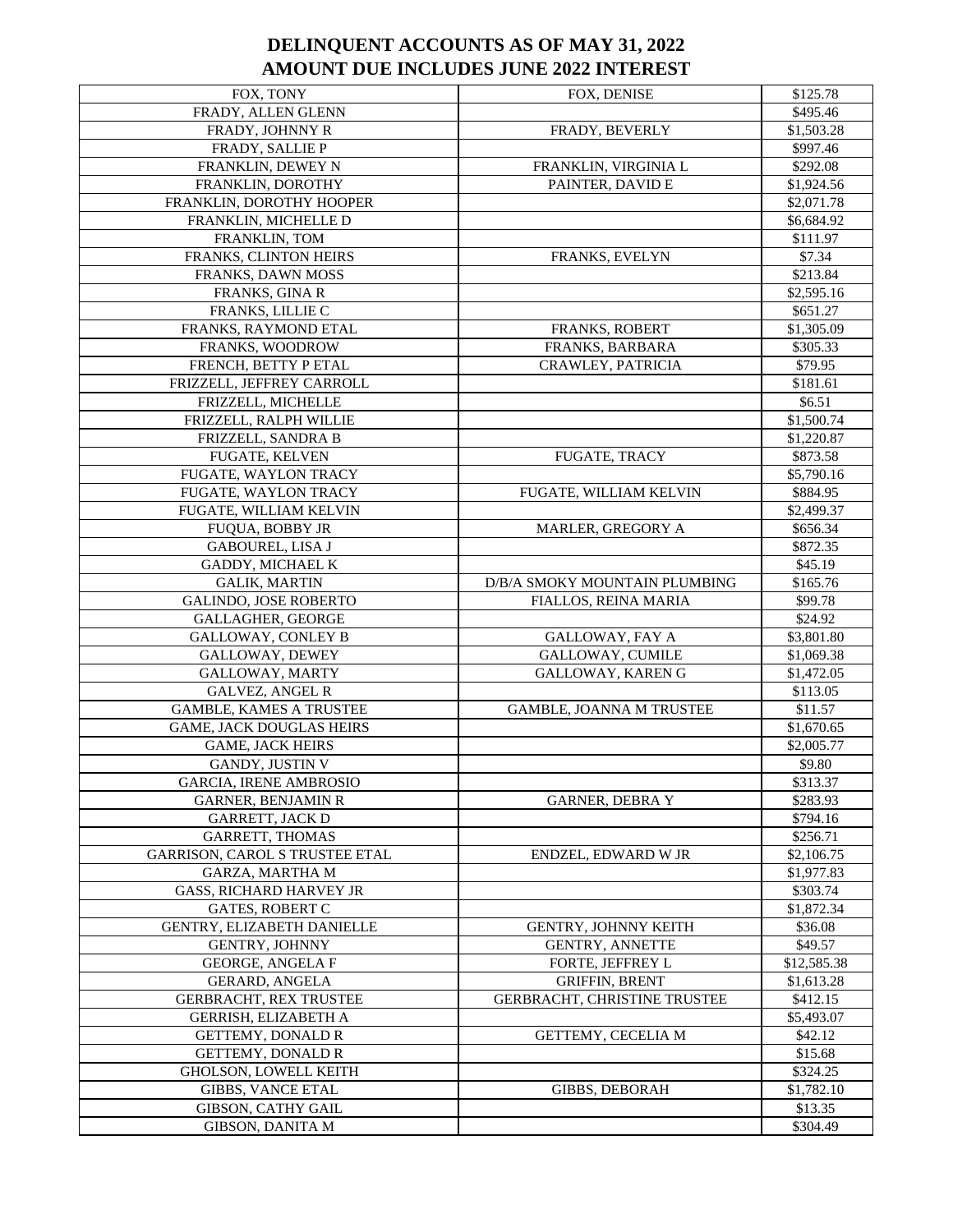# DELINQUENT ACCOUNTS AS OF MAY 31, 2022
# AMOUNT DUE INCLUDES JUNE 2022 INTEREST

| | | |
|---|---|---|
| FOX, TONY | FOX, DENISE | $125.78 |
| FRADY, ALLEN GLENN | | $495.46 |
| FRADY, JOHNNY R | FRADY, BEVERLY | $1,503.28 |
| FRADY, SALLIE P | | $997.46 |
| FRANKLIN, DEWEY N | FRANKLIN, VIRGINIA L | $292.08 |
| FRANKLIN, DOROTHY | PAINTER, DAVID E | $1,924.56 |
| FRANKLIN, DOROTHY HOOPER | | $2,071.78 |
| FRANKLIN, MICHELLE D | | $6,684.92 |
| FRANKLIN, TOM | | $111.97 |
| FRANKS, CLINTON HEIRS | FRANKS, EVELYN | $7.34 |
| FRANKS, DAWN MOSS | | $213.84 |
| FRANKS, GINA R | | $2,595.16 |
| FRANKS, LILLIE C | | $651.27 |
| FRANKS, RAYMOND ETAL | FRANKS, ROBERT | $1,305.09 |
| FRANKS, WOODROW | FRANKS, BARBARA | $305.33 |
| FRENCH, BETTY P ETAL | CRAWLEY, PATRICIA | $79.95 |
| FRIZZELL, JEFFREY CARROLL | | $181.61 |
| FRIZZELL, MICHELLE | | $6.51 |
| FRIZZELL, RALPH WILLIE | | $1,500.74 |
| FRIZZELL, SANDRA B | | $1,220.87 |
| FUGATE, KELVEN | FUGATE, TRACY | $873.58 |
| FUGATE, WAYLON TRACY | | $5,790.16 |
| FUGATE, WAYLON TRACY | FUGATE, WILLIAM KELVIN | $884.95 |
| FUGATE, WILLIAM KELVIN | | $2,499.37 |
| FUQUA, BOBBY JR | MARLER, GREGORY A | $656.34 |
| GABOUREL, LISA J | | $872.35 |
| GADDY, MICHAEL K | | $45.19 |
| GALIK, MARTIN | D/B/A SMOKY MOUNTAIN PLUMBING | $165.76 |
| GALINDO, JOSE ROBERTO | FIALLOS, REINA MARIA | $99.78 |
| GALLAGHER, GEORGE | | $24.92 |
| GALLOWAY, CONLEY B | GALLOWAY, FAY A | $3,801.80 |
| GALLOWAY, DEWEY | GALLOWAY, CUMILE | $1,069.38 |
| GALLOWAY, MARTY | GALLOWAY, KAREN G | $1,472.05 |
| GALVEZ, ANGEL R | | $113.05 |
| GAMBLE, KAMES A TRUSTEE | GAMBLE, JOANNA M TRUSTEE | $11.57 |
| GAME, JACK DOUGLAS HEIRS | | $1,670.65 |
| GAME, JACK HEIRS | | $2,005.77 |
| GANDY, JUSTIN V | | $9.80 |
| GARCIA, IRENE AMBROSIO | | $313.37 |
| GARNER, BENJAMIN R | GARNER, DEBRA Y | $283.93 |
| GARRETT, JACK D | | $794.16 |
| GARRETT, THOMAS | | $256.71 |
| GARRISON, CAROL S TRUSTEE ETAL | ENDZEL, EDWARD W JR | $2,106.75 |
| GARZA, MARTHA M | | $1,977.83 |
| GASS, RICHARD HARVEY JR | | $303.74 |
| GATES, ROBERT C | | $1,872.34 |
| GENTRY, ELIZABETH DANIELLE | GENTRY, JOHNNY KEITH | $36.08 |
| GENTRY, JOHNNY | GENTRY, ANNETTE | $49.57 |
| GEORGE, ANGELA F | FORTE, JEFFREY L | $12,585.38 |
| GERARD, ANGELA | GRIFFIN, BRENT | $1,613.28 |
| GERBRACHT, REX TRUSTEE | GERBRACHT, CHRISTINE TRUSTEE | $412.15 |
| GERRISH, ELIZABETH A | | $5,493.07 |
| GETTEMY, DONALD R | GETTEMY, CECELIA M | $42.12 |
| GETTEMY, DONALD R | | $15.68 |
| GHOLSON, LOWELL KEITH | | $324.25 |
| GIBBS, VANCE ETAL | GIBBS, DEBORAH | $1,782.10 |
| GIBSON, CATHY GAIL | | $13.35 |
| GIBSON, DANITA M | | $304.49 |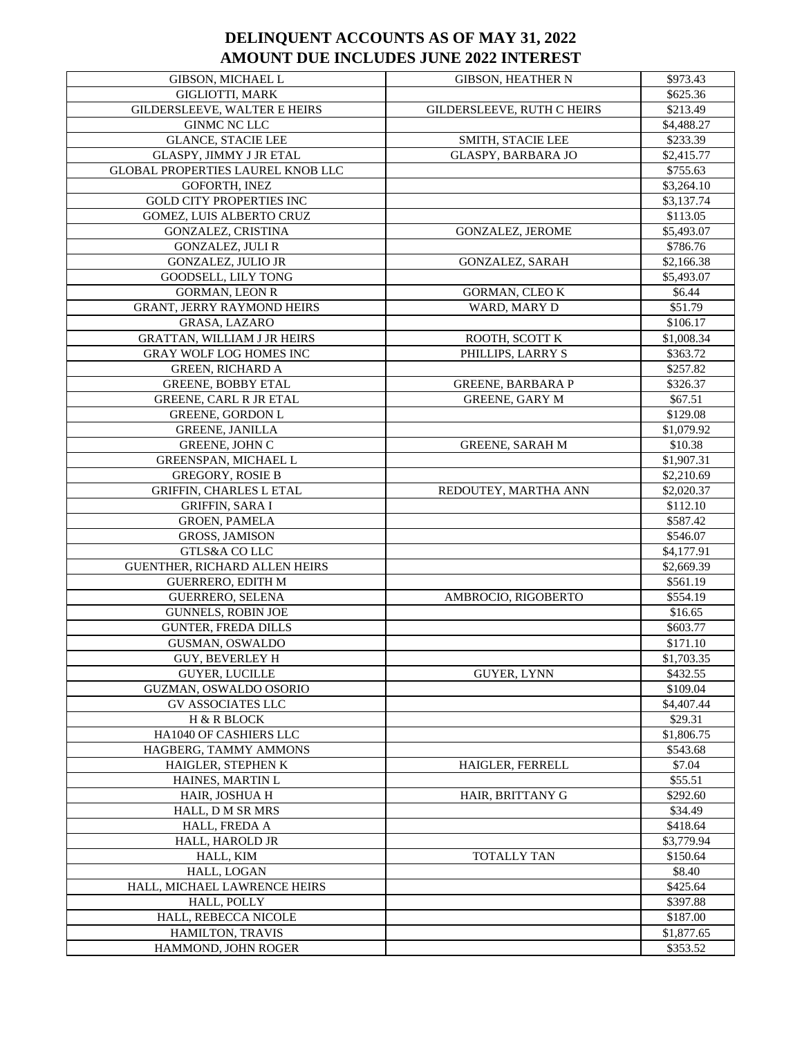# DELINQUENT ACCOUNTS AS OF MAY 31, 2022
# AMOUNT DUE INCLUDES JUNE 2022 INTEREST

| | | |
|---|---|---|
| GIBSON, MICHAEL L | GIBSON, HEATHER N | $973.43 |
| GIGLIOTTI, MARK | | $625.36 |
| GILDERSLEEVE, WALTER E HEIRS | GILDERSLEEVE, RUTH C HEIRS | $213.49 |
| GINMC NC LLC | | $4,488.27 |
| GLANCE, STACIE LEE | SMITH, STACIE LEE | $233.39 |
| GLASPY, JIMMY J JR ETAL | GLASPY, BARBARA JO | $2,415.77 |
| GLOBAL PROPERTIES LAUREL KNOB LLC | | $755.63 |
| GOFORTH, INEZ | | $3,264.10 |
| GOLD CITY PROPERTIES INC | | $3,137.74 |
| GOMEZ, LUIS ALBERTO CRUZ | | $113.05 |
| GONZALEZ, CRISTINA | GONZALEZ, JEROME | $5,493.07 |
| GONZALEZ, JULI R | | $786.76 |
| GONZALEZ, JULIO JR | GONZALEZ, SARAH | $2,166.38 |
| GOODSELL, LILY TONG | | $5,493.07 |
| GORMAN, LEON R | GORMAN, CLEO K | $6.44 |
| GRANT, JERRY RAYMOND HEIRS | WARD, MARY D | $51.79 |
| GRASA, LAZARO | | $106.17 |
| GRATTAN, WILLIAM J JR HEIRS | ROOTH, SCOTT K | $1,008.34 |
| GRAY WOLF LOG HOMES INC | PHILLIPS, LARRY S | $363.72 |
| GREEN, RICHARD A | | $257.82 |
| GREENE, BOBBY ETAL | GREENE, BARBARA P | $326.37 |
| GREENE, CARL R JR ETAL | GREENE, GARY M | $67.51 |
| GREENE, GORDON L | | $129.08 |
| GREENE, JANILLA | | $1,079.92 |
| GREENE, JOHN C | GREENE, SARAH M | $10.38 |
| GREENSPAN, MICHAEL L | | $1,907.31 |
| GREGORY, ROSIE B | | $2,210.69 |
| GRIFFIN, CHARLES L ETAL | REDOUTEY, MARTHA ANN | $2,020.37 |
| GRIFFIN, SARA I | | $112.10 |
| GROEN, PAMELA | | $587.42 |
| GROSS, JAMISON | | $546.07 |
| GTLS&A CO LLC | | $4,177.91 |
| GUENTHER, RICHARD ALLEN HEIRS | | $2,669.39 |
| GUERRERO, EDITH M | | $561.19 |
| GUERRERO, SELENA | AMBROCIO, RIGOBERTO | $554.19 |
| GUNNELS, ROBIN JOE | | $16.65 |
| GUNTER, FREDA DILLS | | $603.77 |
| GUSMAN, OSWALDO | | $171.10 |
| GUY, BEVERLEY H | | $1,703.35 |
| GUYER, LUCILLE | GUYER, LYNN | $432.55 |
| GUZMAN, OSWALDO OSORIO | | $109.04 |
| GV ASSOCIATES LLC | | $4,407.44 |
| H & R BLOCK | | $29.31 |
| HA1040 OF CASHIERS LLC | | $1,806.75 |
| HAGBERG, TAMMY AMMONS | | $543.68 |
| HAIGLER, STEPHEN K | HAIGLER, FERRELL | $7.04 |
| HAINES, MARTIN L | | $55.51 |
| HAIR, JOSHUA H | HAIR, BRITTANY G | $292.60 |
| HALL, D M SR MRS | | $34.49 |
| HALL, FREDA A | | $418.64 |
| HALL, HAROLD JR | | $3,779.94 |
| HALL, KIM | TOTALLY TAN | $150.64 |
| HALL, LOGAN | | $8.40 |
| HALL, MICHAEL LAWRENCE HEIRS | | $425.64 |
| HALL, POLLY | | $397.88 |
| HALL, REBECCA NICOLE | | $187.00 |
| HAMILTON, TRAVIS | | $1,877.65 |
| HAMMOND, JOHN ROGER | | $353.52 |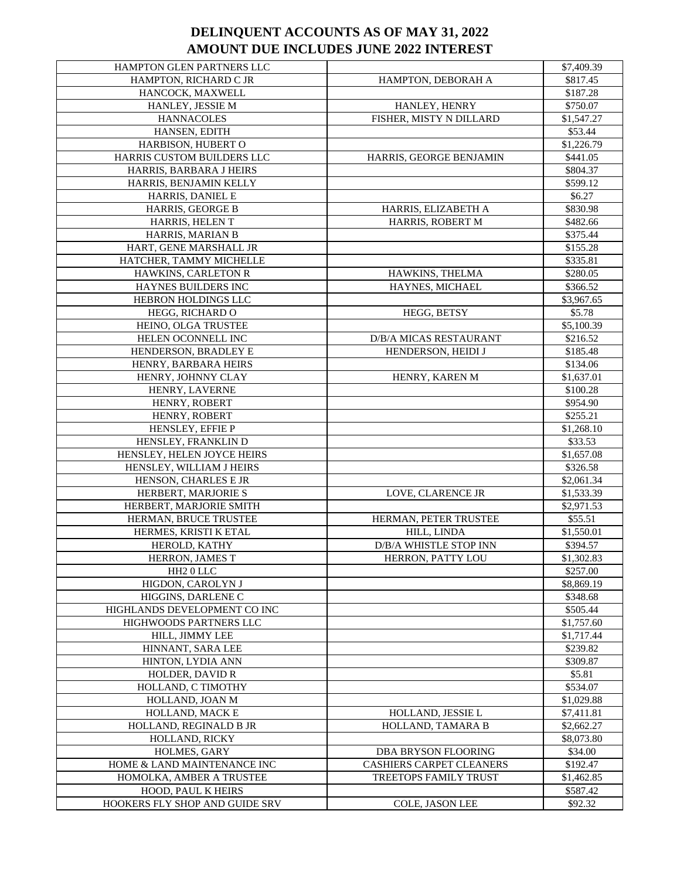# DELINQUENT ACCOUNTS AS OF MAY 31, 2022
# AMOUNT DUE INCLUDES JUNE 2022 INTEREST

| | | |
|---|---|---|
| HAMPTON GLEN PARTNERS LLC | | $7,409.39 |
| HAMPTON, RICHARD C JR | HAMPTON, DEBORAH A | $817.45 |
| HANCOCK, MAXWELL | | $187.28 |
| HANLEY, JESSIE M | HANLEY, HENRY | $750.07 |
| HANNACOLES | FISHER, MISTY N DILLARD | $1,547.27 |
| HANSEN, EDITH | | $53.44 |
| HARBISON, HUBERT O | | $1,226.79 |
| HARRIS CUSTOM BUILDERS LLC | HARRIS, GEORGE BENJAMIN | $441.05 |
| HARRIS, BARBARA J HEIRS | | $804.37 |
| HARRIS, BENJAMIN KELLY | | $599.12 |
| HARRIS, DANIEL E | | $6.27 |
| HARRIS, GEORGE B | HARRIS, ELIZABETH A | $830.98 |
| HARRIS, HELEN T | HARRIS, ROBERT M | $482.66 |
| HARRIS, MARIAN B | | $375.44 |
| HART, GENE MARSHALL JR | | $155.28 |
| HATCHER, TAMMY MICHELLE | | $335.81 |
| HAWKINS, CARLETON R | HAWKINS, THELMA | $280.05 |
| HAYNES BUILDERS INC | HAYNES, MICHAEL | $366.52 |
| HEBRON HOLDINGS LLC | | $3,967.65 |
| HEGG, RICHARD O | HEGG, BETSY | $5.78 |
| HEINO, OLGA TRUSTEE | | $5,100.39 |
| HELEN OCONNELL INC | D/B/A MICAS RESTAURANT | $216.52 |
| HENDERSON, BRADLEY E | HENDERSON, HEIDI J | $185.48 |
| HENRY, BARBARA HEIRS | | $134.06 |
| HENRY, JOHNNY CLAY | HENRY, KAREN M | $1,637.01 |
| HENRY, LAVERNE | | $100.28 |
| HENRY, ROBERT | | $954.90 |
| HENRY, ROBERT | | $255.21 |
| HENSLEY, EFFIE P | | $1,268.10 |
| HENSLEY, FRANKLIN D | | $33.53 |
| HENSLEY, HELEN JOYCE HEIRS | | $1,657.08 |
| HENSLEY, WILLIAM J HEIRS | | $326.58 |
| HENSON, CHARLES E JR | | $2,061.34 |
| HERBERT, MARJORIE S | LOVE, CLARENCE JR | $1,533.39 |
| HERBERT, MARJORIE SMITH | | $2,971.53 |
| HERMAN, BRUCE TRUSTEE | HERMAN, PETER TRUSTEE | $55.51 |
| HERMES, KRISTI K ETAL | HILL, LINDA | $1,550.01 |
| HEROLD, KATHY | D/B/A WHISTLE STOP INN | $394.57 |
| HERRON, JAMES T | HERRON, PATTY LOU | $1,302.83 |
| HH2 0 LLC | | $257.00 |
| HIGDON, CAROLYN J | | $8,869.19 |
| HIGGINS, DARLENE C | | $348.68 |
| HIGHLANDS DEVELOPMENT CO INC | | $505.44 |
| HIGHWOODS PARTNERS LLC | | $1,757.60 |
| HILL, JIMMY LEE | | $1,717.44 |
| HINNANT, SARA LEE | | $239.82 |
| HINTON, LYDIA ANN | | $309.87 |
| HOLDER, DAVID R | | $5.81 |
| HOLLAND, C TIMOTHY | | $534.07 |
| HOLLAND, JOAN M | | $1,029.88 |
| HOLLAND, MACK E | HOLLAND, JESSIE L | $7,411.81 |
| HOLLAND, REGINALD B JR | HOLLAND, TAMARA B | $2,662.27 |
| HOLLAND, RICKY | | $8,073.80 |
| HOLMES, GARY | DBA BRYSON FLOORING | $34.00 |
| HOME & LAND MAINTENANCE INC | CASHIERS CARPET CLEANERS | $192.47 |
| HOMOLKA, AMBER A TRUSTEE | TREETOPS FAMILY TRUST | $1,462.85 |
| HOOD, PAUL K HEIRS | | $587.42 |
| HOOKERS FLY SHOP AND GUIDE SRV | COLE, JASON LEE | $92.32 |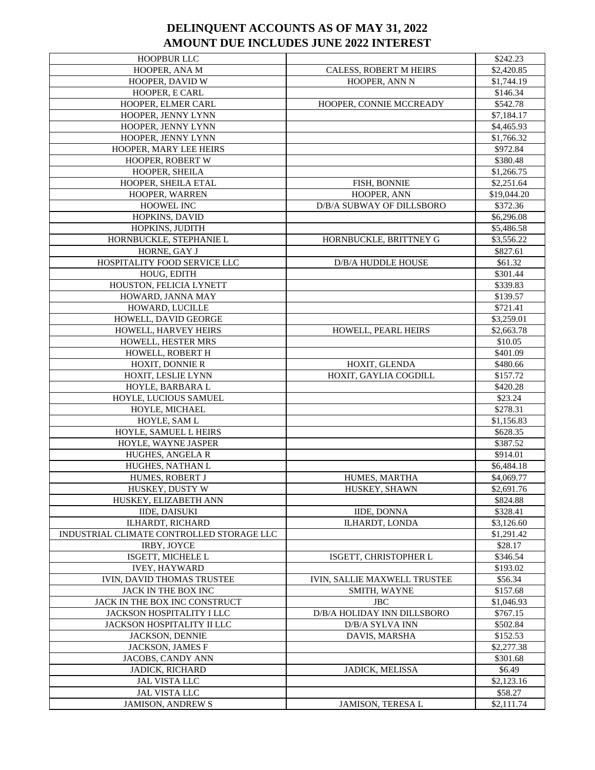# DELINQUENT ACCOUNTS AS OF MAY 31, 2022
# AMOUNT DUE INCLUDES JUNE 2022 INTEREST

| | | |
|---|---|---|
| HOOPBUR LLC | | $242.23 |
| HOOPER, ANA M | CALESS, ROBERT M HEIRS | $2,420.85 |
| HOOPER, DAVID W | HOOPER, ANN N | $1,744.19 |
| HOOPER, E CARL | | $146.34 |
| HOOPER, ELMER CARL | HOOPER, CONNIE MCCREADY | $542.78 |
| HOOPER, JENNY LYNN | | $7,184.17 |
| HOOPER, JENNY LYNN | | $4,465.93 |
| HOOPER, JENNY LYNN | | $1,766.32 |
| HOOPER, MARY LEE HEIRS | | $972.84 |
| HOOPER, ROBERT W | | $380.48 |
| HOOPER, SHEILA | | $1,266.75 |
| HOOPER, SHEILA ETAL | FISH, BONNIE | $2,251.64 |
| HOOPER, WARREN | HOOPER, ANN | $19,044.20 |
| HOOWEL INC | D/B/A SUBWAY OF DILLSBORO | $372.36 |
| HOPKINS, DAVID | | $6,296.08 |
| HOPKINS, JUDITH | | $5,486.58 |
| HORNBUCKLE, STEPHANIE L | HORNBUCKLE, BRITTNEY G | $3,556.22 |
| HORNE, GAY J | | $827.61 |
| HOSPITALITY FOOD SERVICE LLC | D/B/A HUDDLE HOUSE | $61.32 |
| HOUG, EDITH | | $301.44 |
| HOUSTON, FELICIA LYNETT | | $339.83 |
| HOWARD, JANNA MAY | | $139.57 |
| HOWARD, LUCILLE | | $721.41 |
| HOWELL, DAVID GEORGE | | $3,259.01 |
| HOWELL, HARVEY HEIRS | HOWELL, PEARL HEIRS | $2,663.78 |
| HOWELL, HESTER MRS | | $10.05 |
| HOWELL, ROBERT H | | $401.09 |
| HOXIT, DONNIE R | HOXIT, GLENDA | $480.66 |
| HOXIT, LESLIE LYNN | HOXIT, GAYLIA COGDILL | $157.72 |
| HOYLE, BARBARA L | | $420.28 |
| HOYLE, LUCIOUS SAMUEL | | $23.24 |
| HOYLE, MICHAEL | | $278.31 |
| HOYLE, SAM L | | $1,156.83 |
| HOYLE, SAMUEL L HEIRS | | $628.35 |
| HOYLE, WAYNE JASPER | | $387.52 |
| HUGHES, ANGELA R | | $914.01 |
| HUGHES, NATHAN L | | $6,484.18 |
| HUMES, ROBERT J | HUMES, MARTHA | $4,069.77 |
| HUSKEY, DUSTY W | HUSKEY, SHAWN | $2,691.76 |
| HUSKEY, ELIZABETH ANN | | $824.88 |
| IIDE, DAISUKI | IIDE, DONNA | $328.41 |
| ILHARDT, RICHARD | ILHARDT, LONDA | $3,126.60 |
| INDUSTRIAL CLIMATE CONTROLLED STORAGE LLC | | $1,291.42 |
| IRBY, JOYCE | | $28.17 |
| ISGETT, MICHELE L | ISGETT, CHRISTOPHER L | $346.54 |
| IVEY, HAYWARD | | $193.02 |
| IVIN, DAVID THOMAS TRUSTEE | IVIN, SALLIE MAXWELL TRUSTEE | $56.34 |
| JACK IN THE BOX INC | SMITH, WAYNE | $157.68 |
| JACK IN THE BOX INC CONSTRUCT | JBC | $1,046.93 |
| JACKSON HOSPITALITY I LLC | D/B/A HOLIDAY INN DILLSBORO | $767.15 |
| JACKSON HOSPITALITY II LLC | D/B/A SYLVA INN | $502.84 |
| JACKSON, DENNIE | DAVIS, MARSHA | $152.53 |
| JACKSON, JAMES F | | $2,277.38 |
| JACOBS, CANDY ANN | | $301.68 |
| JADICK, RICHARD | JADICK, MELISSA | $6.49 |
| JAL VISTA LLC | | $2,123.16 |
| JAL VISTA LLC | | $58.27 |
| JAMISON, ANDREW S | JAMISON, TERESA L | $2,111.74 |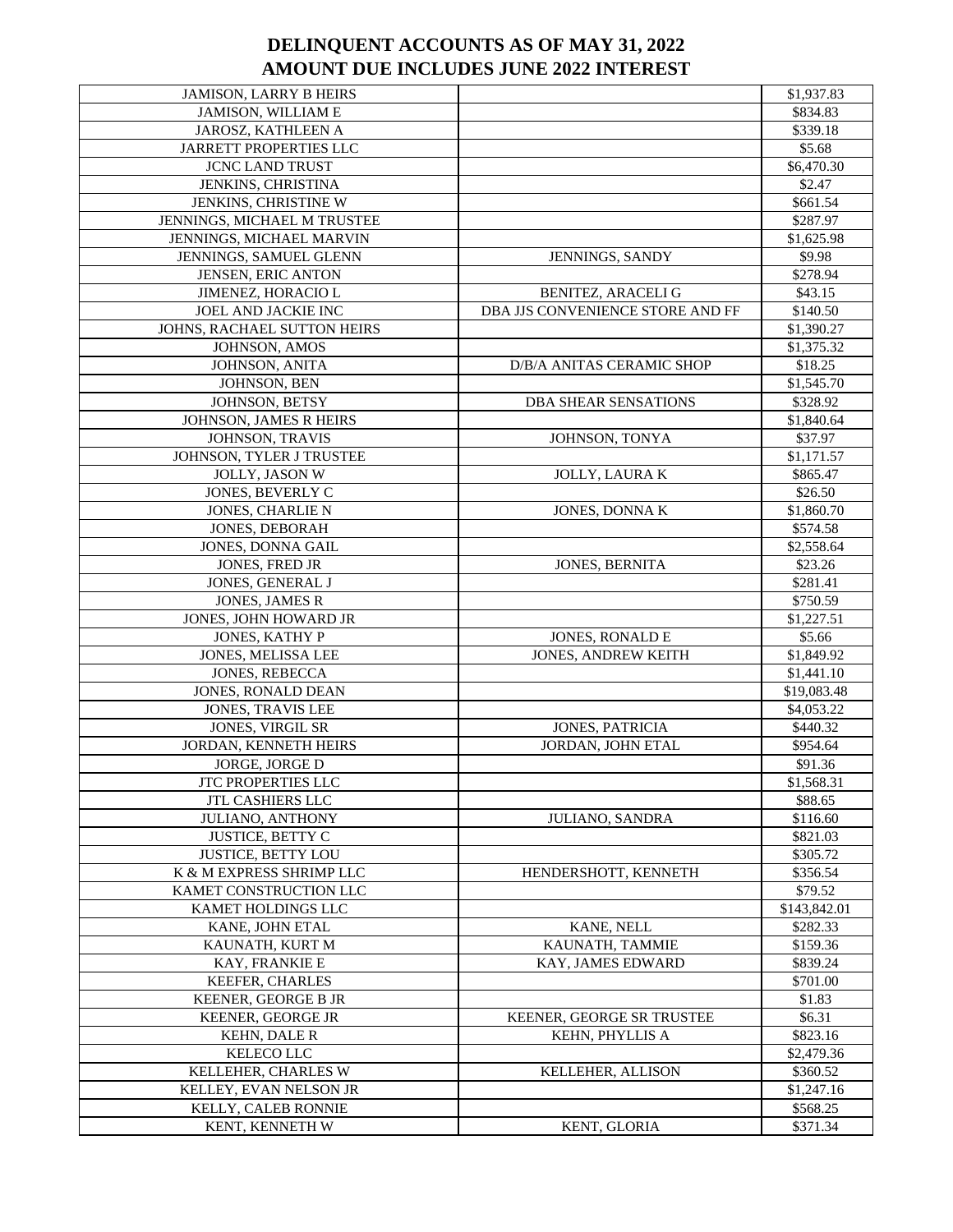# DELINQUENT ACCOUNTS AS OF MAY 31, 2022
# AMOUNT DUE INCLUDES JUNE 2022 INTEREST

| | | |
|---|---|---|
| JAMISON, LARRY B HEIRS | | $1,937.83 |
| JAMISON, WILLIAM E | | $834.83 |
| JAROSZ, KATHLEEN A | | $339.18 |
| JARRETT PROPERTIES LLC | | $5.68 |
| JCNC LAND TRUST | | $6,470.30 |
| JENKINS, CHRISTINA | | $2.47 |
| JENKINS, CHRISTINE W | | $661.54 |
| JENNINGS, MICHAEL M TRUSTEE | | $287.97 |
| JENNINGS, MICHAEL MARVIN | | $1,625.98 |
| JENNINGS, SAMUEL GLENN | JENNINGS, SANDY | $9.98 |
| JENSEN, ERIC ANTON | | $278.94 |
| JIMENEZ, HORACIO L | BENITEZ, ARACELI G | $43.15 |
| JOEL AND JACKIE INC | DBA JJS CONVENIENCE STORE AND FF | $140.50 |
| JOHNS, RACHAEL SUTTON HEIRS | | $1,390.27 |
| JOHNSON, AMOS | | $1,375.32 |
| JOHNSON, ANITA | D/B/A ANITAS CERAMIC SHOP | $18.25 |
| JOHNSON, BEN | | $1,545.70 |
| JOHNSON, BETSY | DBA SHEAR SENSATIONS | $328.92 |
| JOHNSON, JAMES R HEIRS | | $1,840.64 |
| JOHNSON, TRAVIS | JOHNSON, TONYA | $37.97 |
| JOHNSON, TYLER J TRUSTEE | | $1,171.57 |
| JOLLY, JASON W | JOLLY, LAURA K | $865.47 |
| JONES, BEVERLY C | | $26.50 |
| JONES, CHARLIE N | JONES, DONNA K | $1,860.70 |
| JONES, DEBORAH | | $574.58 |
| JONES, DONNA GAIL | | $2,558.64 |
| JONES, FRED JR | JONES, BERNITA | $23.26 |
| JONES, GENERAL J | | $281.41 |
| JONES, JAMES R | | $750.59 |
| JONES, JOHN HOWARD JR | | $1,227.51 |
| JONES, KATHY P | JONES, RONALD E | $5.66 |
| JONES, MELISSA LEE | JONES, ANDREW KEITH | $1,849.92 |
| JONES, REBECCA | | $1,441.10 |
| JONES, RONALD DEAN | | $19,083.48 |
| JONES, TRAVIS LEE | | $4,053.22 |
| JONES, VIRGIL SR | JONES, PATRICIA | $440.32 |
| JORDAN, KENNETH HEIRS | JORDAN, JOHN ETAL | $954.64 |
| JORGE, JORGE D | | $91.36 |
| JTC PROPERTIES LLC | | $1,568.31 |
| JTL CASHIERS LLC | | $88.65 |
| JULIANO, ANTHONY | JULIANO, SANDRA | $116.60 |
| JUSTICE, BETTY C | | $821.03 |
| JUSTICE, BETTY LOU | | $305.72 |
| K & M EXPRESS SHRIMP LLC | HENDERSHOTT, KENNETH | $356.54 |
| KAMET CONSTRUCTION LLC | | $79.52 |
| KAMET HOLDINGS LLC | | $143,842.01 |
| KANE, JOHN ETAL | KANE, NELL | $282.33 |
| KAUNATH, KURT M | KAUNATH, TAMMIE | $159.36 |
| KAY, FRANKIE E | KAY, JAMES EDWARD | $839.24 |
| KEEFER, CHARLES | | $701.00 |
| KEENER, GEORGE B JR | | $1.83 |
| KEENER, GEORGE JR | KEENER, GEORGE SR TRUSTEE | $6.31 |
| KEHN, DALE R | KEHN, PHYLLIS A | $823.16 |
| KELECO LLC | | $2,479.36 |
| KELLEHER, CHARLES W | KELLEHER, ALLISON | $360.52 |
| KELLEY, EVAN NELSON JR | | $1,247.16 |
| KELLY, CALEB RONNIE | | $568.25 |
| KENT, KENNETH W | KENT, GLORIA | $371.34 |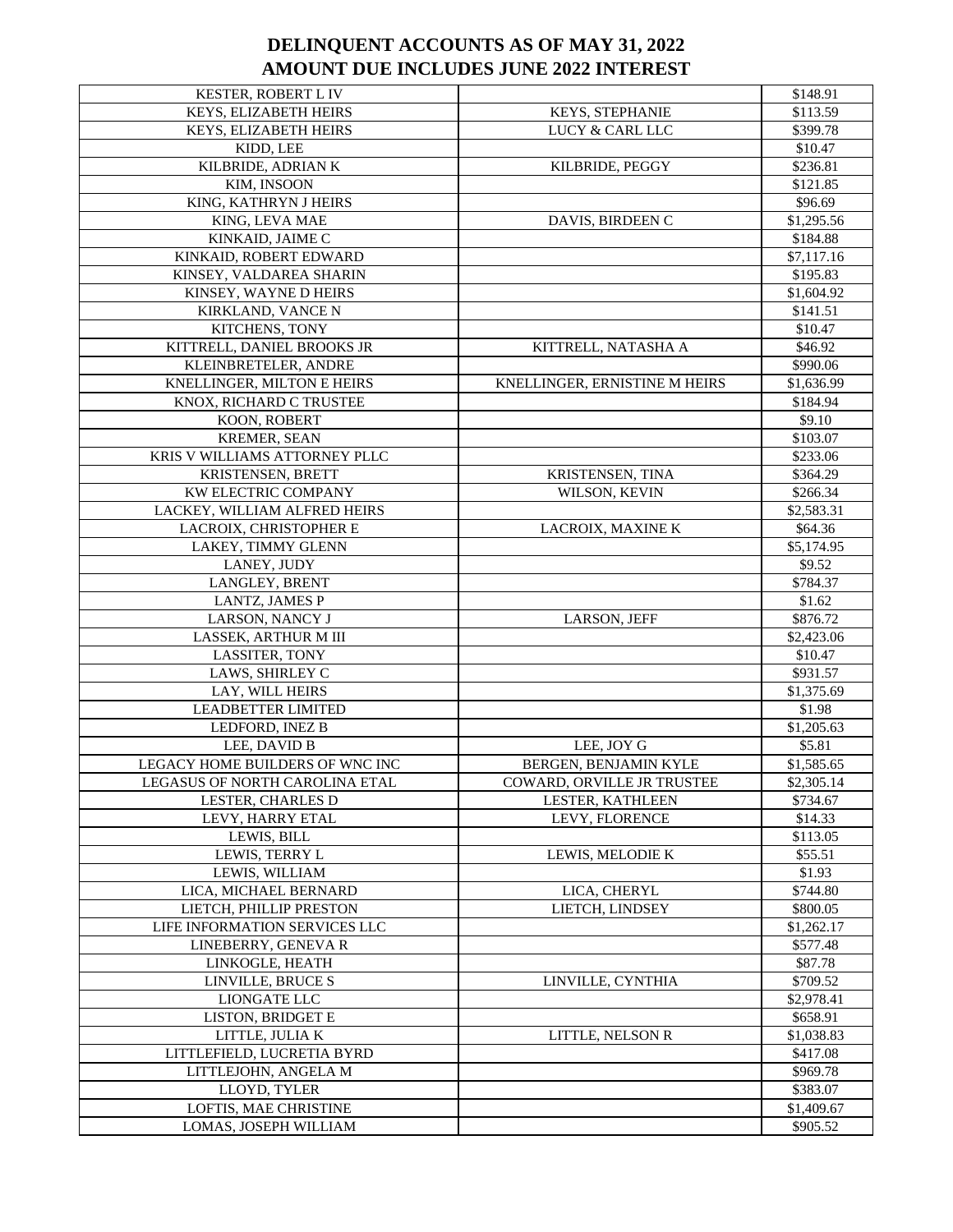# DELINQUENT ACCOUNTS AS OF MAY 31, 2022
# AMOUNT DUE INCLUDES JUNE 2022 INTEREST

| | | |
|---|---|---|
| KESTER, ROBERT L IV | | $148.91 |
| KEYS, ELIZABETH HEIRS | KEYS, STEPHANIE | $113.59 |
| KEYS, ELIZABETH HEIRS | LUCY & CARL LLC | $399.78 |
| KIDD, LEE | | $10.47 |
| KILBRIDE, ADRIAN K | KILBRIDE, PEGGY | $236.81 |
| KIM, INSOON | | $121.85 |
| KING, KATHRYN J HEIRS | | $96.69 |
| KING, LEVA MAE | DAVIS, BIRDEEN C | $1,295.56 |
| KINKAID, JAIME C | | $184.88 |
| KINKAID, ROBERT EDWARD | | $7,117.16 |
| KINSEY, VALDAREA SHARIN | | $195.83 |
| KINSEY, WAYNE D HEIRS | | $1,604.92 |
| KIRKLAND, VANCE N | | $141.51 |
| KITCHENS, TONY | | $10.47 |
| KITTRELL, DANIEL BROOKS JR | KITTRELL, NATASHA A | $46.92 |
| KLEINBRETELER, ANDRE | | $990.06 |
| KNELLINGER, MILTON E HEIRS | KNELLINGER, ERNISTINE M HEIRS | $1,636.99 |
| KNOX, RICHARD C TRUSTEE | | $184.94 |
| KOON, ROBERT | | $9.10 |
| KREMER, SEAN | | $103.07 |
| KRIS V WILLIAMS ATTORNEY PLLC | | $233.06 |
| KRISTENSEN, BRETT | KRISTENSEN, TINA | $364.29 |
| KW ELECTRIC COMPANY | WILSON, KEVIN | $266.34 |
| LACKEY, WILLIAM ALFRED HEIRS | | $2,583.31 |
| LACROIX, CHRISTOPHER E | LACROIX, MAXINE K | $64.36 |
| LAKEY, TIMMY GLENN | | $5,174.95 |
| LANEY, JUDY | | $9.52 |
| LANGLEY, BRENT | | $784.37 |
| LANTZ, JAMES P | | $1.62 |
| LARSON, NANCY J | LARSON, JEFF | $876.72 |
| LASSEK, ARTHUR M III | | $2,423.06 |
| LASSITER, TONY | | $10.47 |
| LAWS, SHIRLEY C | | $931.57 |
| LAY, WILL HEIRS | | $1,375.69 |
| LEADBETTER LIMITED | | $1.98 |
| LEDFORD, INEZ B | | $1,205.63 |
| LEE, DAVID B | LEE, JOY G | $5.81 |
| LEGACY HOME BUILDERS OF WNC INC | BERGEN, BENJAMIN KYLE | $1,585.65 |
| LEGASUS OF NORTH CAROLINA ETAL | COWARD, ORVILLE JR TRUSTEE | $2,305.14 |
| LESTER, CHARLES D | LESTER, KATHLEEN | $734.67 |
| LEVY, HARRY ETAL | LEVY, FLORENCE | $14.33 |
| LEWIS, BILL | | $113.05 |
| LEWIS, TERRY L | LEWIS, MELODIE K | $55.51 |
| LEWIS, WILLIAM | | $1.93 |
| LICA, MICHAEL BERNARD | LICA, CHERYL | $744.80 |
| LIETCH, PHILLIP PRESTON | LIETCH, LINDSEY | $800.05 |
| LIFE INFORMATION SERVICES LLC | | $1,262.17 |
| LINEBERRY, GENEVA R | | $577.48 |
| LINKOGLE, HEATH | | $87.78 |
| LINVILLE, BRUCE S | LINVILLE, CYNTHIA | $709.52 |
| LIONGATE LLC | | $2,978.41 |
| LISTON, BRIDGET E | | $658.91 |
| LITTLE, JULIA K | LITTLE, NELSON R | $1,038.83 |
| LITTLEFIELD, LUCRETIA BYRD | | $417.08 |
| LITTLEJOHN, ANGELA M | | $969.78 |
| LLOYD, TYLER | | $383.07 |
| LOFTIS, MAE CHRISTINE | | $1,409.67 |
| LOMAS, JOSEPH WILLIAM | | $905.52 |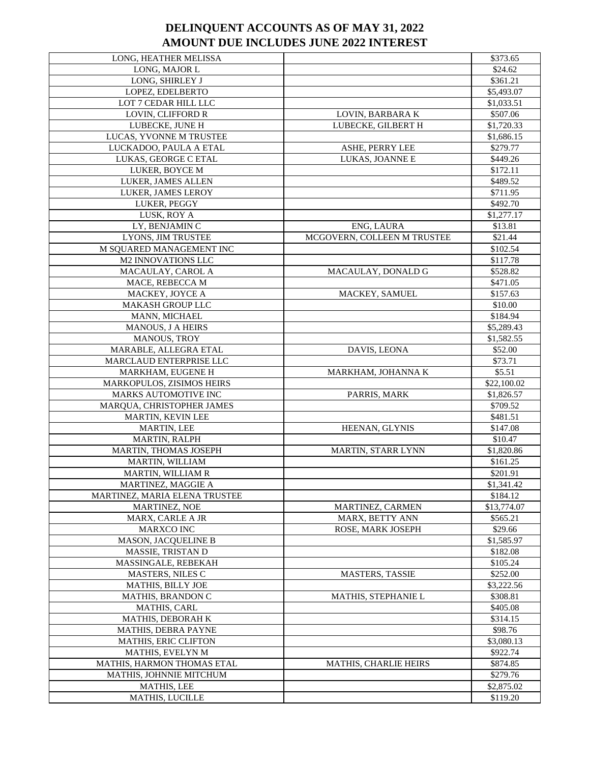# DELINQUENT ACCOUNTS AS OF MAY 31, 2022
## AMOUNT DUE INCLUDES JUNE 2022 INTEREST

| | | |
|---|---|---|
| LONG, HEATHER MELISSA | | $373.65 |
| LONG, MAJOR L | | $24.62 |
| LONG, SHIRLEY J | | $361.21 |
| LOPEZ, EDELBERTO | | $5,493.07 |
| LOT 7 CEDAR HILL LLC | | $1,033.51 |
| LOVIN, CLIFFORD R | LOVIN, BARBARA K | $507.06 |
| LUBECKE, JUNE H | LUBECKE, GILBERT H | $1,720.33 |
| LUCAS, YVONNE M TRUSTEE | | $1,686.15 |
| LUCKADOO, PAULA A ETAL | ASHE, PERRY LEE | $279.77 |
| LUKAS, GEORGE C ETAL | LUKAS, JOANNE E | $449.26 |
| LUKER, BOYCE M | | $172.11 |
| LUKER, JAMES ALLEN | | $489.52 |
| LUKER, JAMES LEROY | | $711.95 |
| LUKER, PEGGY | | $492.70 |
| LUSK, ROY A | | $1,277.17 |
| LY, BENJAMIN C | ENG, LAURA | $13.81 |
| LYONS, JIM TRUSTEE | MCGOVERN, COLLEEN M TRUSTEE | $21.44 |
| M SQUARED MANAGEMENT INC | | $102.54 |
| M2 INNOVATIONS LLC | | $117.78 |
| MACAULAY, CAROL A | MACAULAY, DONALD G | $528.82 |
| MACE, REBECCA M | | $471.05 |
| MACKEY, JOYCE A | MACKEY, SAMUEL | $157.63 |
| MAKASH GROUP LLC | | $10.00 |
| MANN, MICHAEL | | $184.94 |
| MANOUS, J A HEIRS | | $5,289.43 |
| MANOUS, TROY | | $1,582.55 |
| MARABLE, ALLEGRA ETAL | DAVIS, LEONA | $52.00 |
| MARCLAUD ENTERPRISE LLC | | $73.71 |
| MARKHAM, EUGENE H | MARKHAM, JOHANNA K | $5.51 |
| MARKOPULOS, ZISIMOS HEIRS | | $22,100.02 |
| MARKS AUTOMOTIVE INC | PARRIS, MARK | $1,826.57 |
| MARQUA, CHRISTOPHER JAMES | | $709.52 |
| MARTIN, KEVIN LEE | | $481.51 |
| MARTIN, LEE | HEENAN, GLYNIS | $147.08 |
| MARTIN, RALPH | | $10.47 |
| MARTIN, THOMAS JOSEPH | MARTIN, STARR LYNN | $1,820.86 |
| MARTIN, WILLIAM | | $161.25 |
| MARTIN, WILLIAM R | | $201.91 |
| MARTINEZ, MAGGIE A | | $1,341.42 |
| MARTINEZ, MARIA ELENA TRUSTEE | | $184.12 |
| MARTINEZ, NOE | MARTINEZ, CARMEN | $13,774.07 |
| MARX, CARLE A JR | MARX, BETTY ANN | $565.21 |
| MARXCO INC | ROSE, MARK JOSEPH | $29.66 |
| MASON, JACQUELINE B | | $1,585.97 |
| MASSIE, TRISTAN D | | $182.08 |
| MASSINGALE, REBEKAH | | $105.24 |
| MASTERS, NILES C | MASTERS, TASSIE | $252.00 |
| MATHIS, BILLY JOE | | $3,222.56 |
| MATHIS, BRANDON C | MATHIS, STEPHANIE L | $308.81 |
| MATHIS, CARL | | $405.08 |
| MATHIS, DEBORAH K | | $314.15 |
| MATHIS, DEBRA PAYNE | | $98.76 |
| MATHIS, ERIC CLIFTON | | $3,080.13 |
| MATHIS, EVELYN M | | $922.74 |
| MATHIS, HARMON THOMAS ETAL | MATHIS, CHARLIE HEIRS | $874.85 |
| MATHIS, JOHNNIE MITCHUM | | $279.76 |
| MATHIS, LEE | | $2,875.02 |
| MATHIS, LUCILLE | | $119.20 |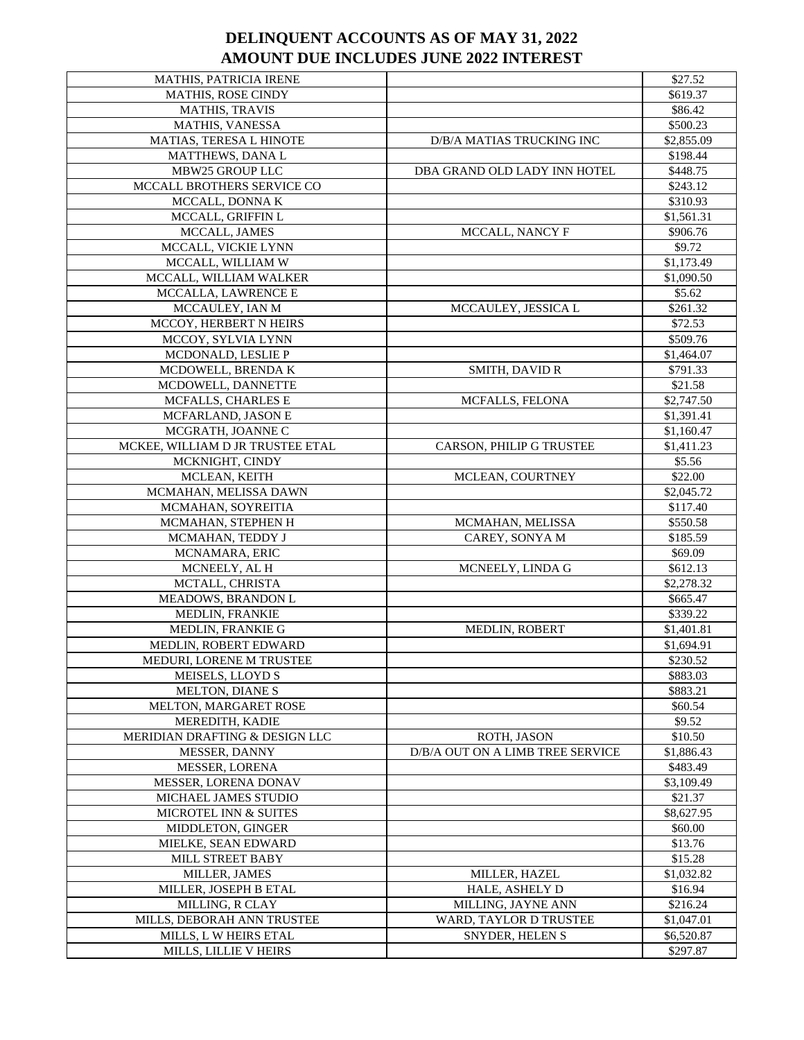# DELINQUENT ACCOUNTS AS OF MAY 31, 2022
# AMOUNT DUE INCLUDES JUNE 2022 INTEREST

| | | |
|---|---|---|
| MATHIS, PATRICIA IRENE | | $27.52 |
| MATHIS, ROSE CINDY | | $619.37 |
| MATHIS, TRAVIS | | $86.42 |
| MATHIS, VANESSA | | $500.23 |
| MATIAS, TERESA L HINOTE | D/B/A MATIAS TRUCKING INC | $2,855.09 |
| MATTHEWS, DANA L | | $198.44 |
| MBW25 GROUP LLC | DBA GRAND OLD LADY INN HOTEL | $448.75 |
| MCCALL BROTHERS SERVICE CO | | $243.12 |
| MCCALL, DONNA K | | $310.93 |
| MCCALL, GRIFFIN L | | $1,561.31 |
| MCCALL, JAMES | MCCALL, NANCY F | $906.76 |
| MCCALL, VICKIE LYNN | | $9.72 |
| MCCALL, WILLIAM W | | $1,173.49 |
| MCCALL, WILLIAM WALKER | | $1,090.50 |
| MCCALLA, LAWRENCE E | | $5.62 |
| MCCAULEY, IAN M | MCCAULEY, JESSICA L | $261.32 |
| MCCOY, HERBERT N HEIRS | | $72.53 |
| MCCOY, SYLVIA LYNN | | $509.76 |
| MCDONALD, LESLIE P | | $1,464.07 |
| MCDOWELL, BRENDA K | SMITH, DAVID R | $791.33 |
| MCDOWELL, DANNETTE | | $21.58 |
| MCFALLS, CHARLES E | MCFALLS, FELONA | $2,747.50 |
| MCFARLAND, JASON E | | $1,391.41 |
| MCGRATH, JOANNE C | | $1,160.47 |
| MCKEE, WILLIAM D JR TRUSTEE ETAL | CARSON, PHILIP G TRUSTEE | $1,411.23 |
| MCKNIGHT, CINDY | | $5.56 |
| MCLEAN, KEITH | MCLEAN, COURTNEY | $22.00 |
| MCMAHAN, MELISSA DAWN | | $2,045.72 |
| MCMAHAN, SOYREITIA | | $117.40 |
| MCMAHAN, STEPHEN H | MCMAHAN, MELISSA | $550.58 |
| MCMAHAN, TEDDY J | CAREY, SONYA M | $185.59 |
| MCNAMARA, ERIC | | $69.09 |
| MCNEELY, AL H | MCNEELY, LINDA G | $612.13 |
| MCTALL, CHRISTA | | $2,278.32 |
| MEADOWS, BRANDON L | | $665.47 |
| MEDLIN, FRANKIE | | $339.22 |
| MEDLIN, FRANKIE G | MEDLIN, ROBERT | $1,401.81 |
| MEDLIN, ROBERT EDWARD | | $1,694.91 |
| MEDURI, LORENE M TRUSTEE | | $230.52 |
| MEISELS, LLOYD S | | $883.03 |
| MELTON, DIANE S | | $883.21 |
| MELTON, MARGARET ROSE | | $60.54 |
| MEREDITH, KADIE | | $9.52 |
| MERIDIAN DRAFTING & DESIGN LLC | ROTH, JASON | $10.50 |
| MESSER, DANNY | D/B/A OUT ON A LIMB TREE SERVICE | $1,886.43 |
| MESSER, LORENA | | $483.49 |
| MESSER, LORENA DONAV | | $3,109.49 |
| MICHAEL JAMES STUDIO | | $21.37 |
| MICROTEL INN & SUITES | | $8,627.95 |
| MIDDLETON, GINGER | | $60.00 |
| MIELKE, SEAN EDWARD | | $13.76 |
| MILL STREET BABY | | $15.28 |
| MILLER, JAMES | MILLER, HAZEL | $1,032.82 |
| MILLER, JOSEPH B ETAL | HALE, ASHELY D | $16.94 |
| MILLING, R CLAY | MILLING, JAYNE ANN | $216.24 |
| MILLS, DEBORAH ANN TRUSTEE | WARD, TAYLOR D TRUSTEE | $1,047.01 |
| MILLS, L W HEIRS ETAL | SNYDER, HELEN S | $6,520.87 |
| MILLS, LILLIE V HEIRS | | $297.87 |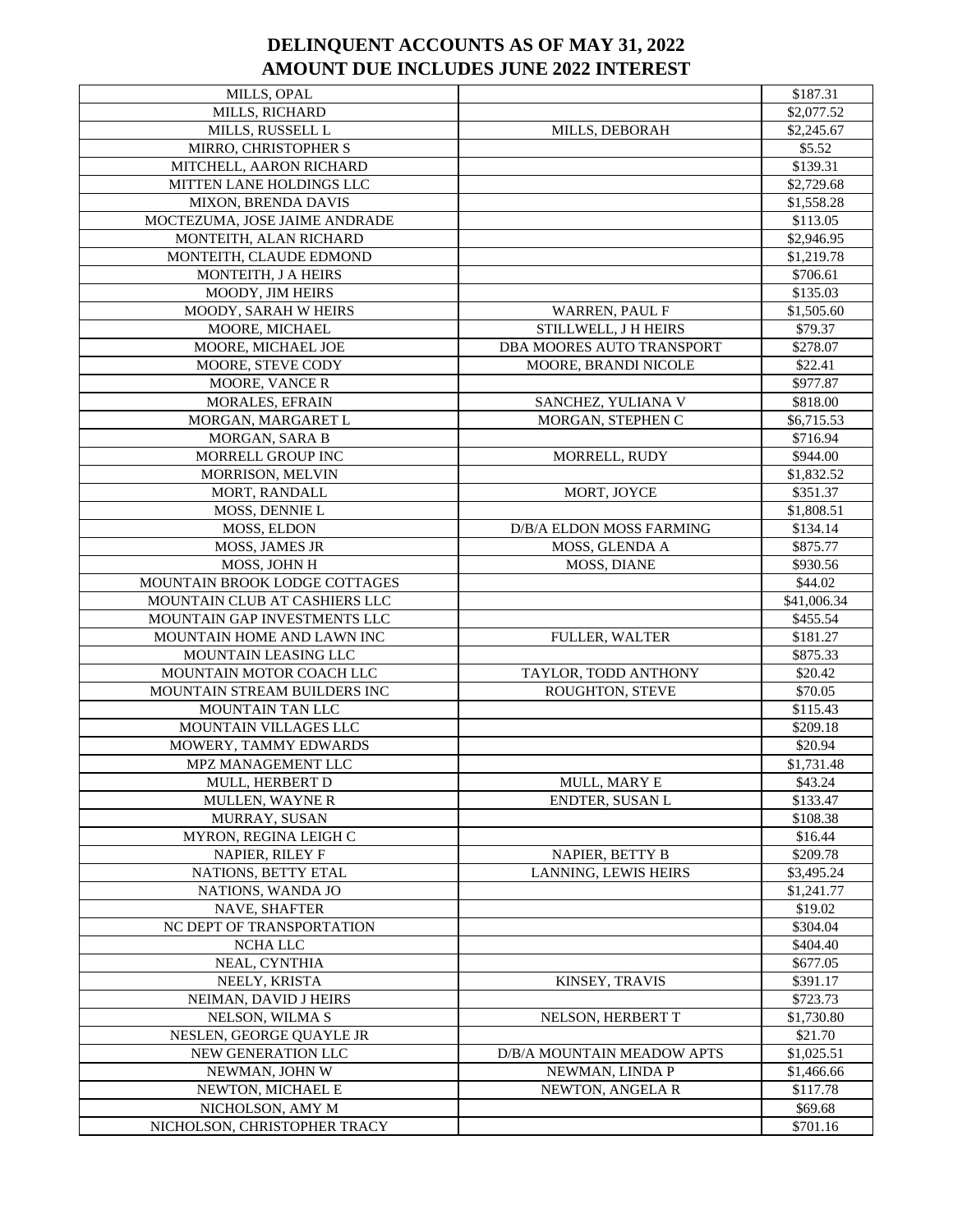# DELINQUENT ACCOUNTS AS OF MAY 31, 2022
# AMOUNT DUE INCLUDES JUNE 2022 INTEREST

| | | |
|---|---|---|
| MILLS, OPAL | | \$187.31 |
| MILLS, RICHARD | | \$2,077.52 |
| MILLS, RUSSELL L | MILLS, DEBORAH | \$2,245.67 |
| MIRRO, CHRISTOPHER S | | \$5.52 |
| MITCHELL, AARON RICHARD | | \$139.31 |
| MITTEN LANE HOLDINGS LLC | | \$2,729.68 |
| MIXON, BRENDA DAVIS | | \$1,558.28 |
| MOCTEZUMA, JOSE JAIME ANDRADE | | \$113.05 |
| MONTEITH, ALAN RICHARD | | \$2,946.95 |
| MONTEITH, CLAUDE EDMOND | | \$1,219.78 |
| MONTEITH, J A HEIRS | | \$706.61 |
| MOODY, JIM HEIRS | | \$135.03 |
| MOODY, SARAH W HEIRS | WARREN, PAUL F | \$1,505.60 |
| MOORE, MICHAEL | STILLWELL, J H HEIRS | \$79.37 |
| MOORE, MICHAEL JOE | DBA MOORES AUTO TRANSPORT | \$278.07 |
| MOORE, STEVE CODY | MOORE, BRANDI NICOLE | \$22.41 |
| MOORE, VANCE R | | \$977.87 |
| MORALES, EFRAIN | SANCHEZ, YULIANA V | \$818.00 |
| MORGAN, MARGARET L | MORGAN, STEPHEN C | \$6,715.53 |
| MORGAN, SARA B | | \$716.94 |
| MORRELL GROUP INC | MORRELL, RUDY | \$944.00 |
| MORRISON, MELVIN | | \$1,832.52 |
| MORT, RANDALL | MORT, JOYCE | \$351.37 |
| MOSS, DENNIE L | | \$1,808.51 |
| MOSS, ELDON | D/B/A ELDON MOSS FARMING | \$134.14 |
| MOSS, JAMES JR | MOSS, GLENDA A | \$875.77 |
| MOSS, JOHN H | MOSS, DIANE | \$930.56 |
| MOUNTAIN BROOK LODGE COTTAGES | | \$44.02 |
| MOUNTAIN CLUB AT CASHIERS LLC | | \$41,006.34 |
| MOUNTAIN GAP INVESTMENTS LLC | | \$455.54 |
| MOUNTAIN HOME AND LAWN INC | FULLER, WALTER | \$181.27 |
| MOUNTAIN LEASING LLC | | \$875.33 |
| MOUNTAIN MOTOR COACH LLC | TAYLOR, TODD ANTHONY | \$20.42 |
| MOUNTAIN STREAM BUILDERS INC | ROUGHTON, STEVE | \$70.05 |
| MOUNTAIN TAN LLC | | \$115.43 |
| MOUNTAIN VILLAGES LLC | | \$209.18 |
| MOWERY, TAMMY EDWARDS | | \$20.94 |
| MPZ MANAGEMENT LLC | | \$1,731.48 |
| MULL, HERBERT D | MULL, MARY E | \$43.24 |
| MULLEN, WAYNE R | ENDTER, SUSAN L | \$133.47 |
| MURRAY, SUSAN | | \$108.38 |
| MYRON, REGINA LEIGH C | | \$16.44 |
| NAPIER, RILEY F | NAPIER, BETTY B | \$209.78 |
| NATIONS, BETTY ETAL | LANNING, LEWIS HEIRS | \$3,495.24 |
| NATIONS, WANDA JO | | \$1,241.77 |
| NAVE, SHAFTER | | \$19.02 |
| NC DEPT OF TRANSPORTATION | | \$304.04 |
| NCHA LLC | | \$404.40 |
| NEAL, CYNTHIA | | \$677.05 |
| NEELY, KRISTA | KINSEY, TRAVIS | \$391.17 |
| NEIMAN, DAVID J HEIRS | | \$723.73 |
| NELSON, WILMA S | NELSON, HERBERT T | \$1,730.80 |
| NESLEN, GEORGE QUAYLE JR | | \$21.70 |
| NEW GENERATION LLC | D/B/A MOUNTAIN MEADOW APTS | \$1,025.51 |
| NEWMAN, JOHN W | NEWMAN, LINDA P | \$1,466.66 |
| NEWTON, MICHAEL E | NEWTON, ANGELA R | \$117.78 |
| NICHOLSON, AMY M | | \$69.68 |
| NICHOLSON, CHRISTOPHER TRACY | | \$701.16 |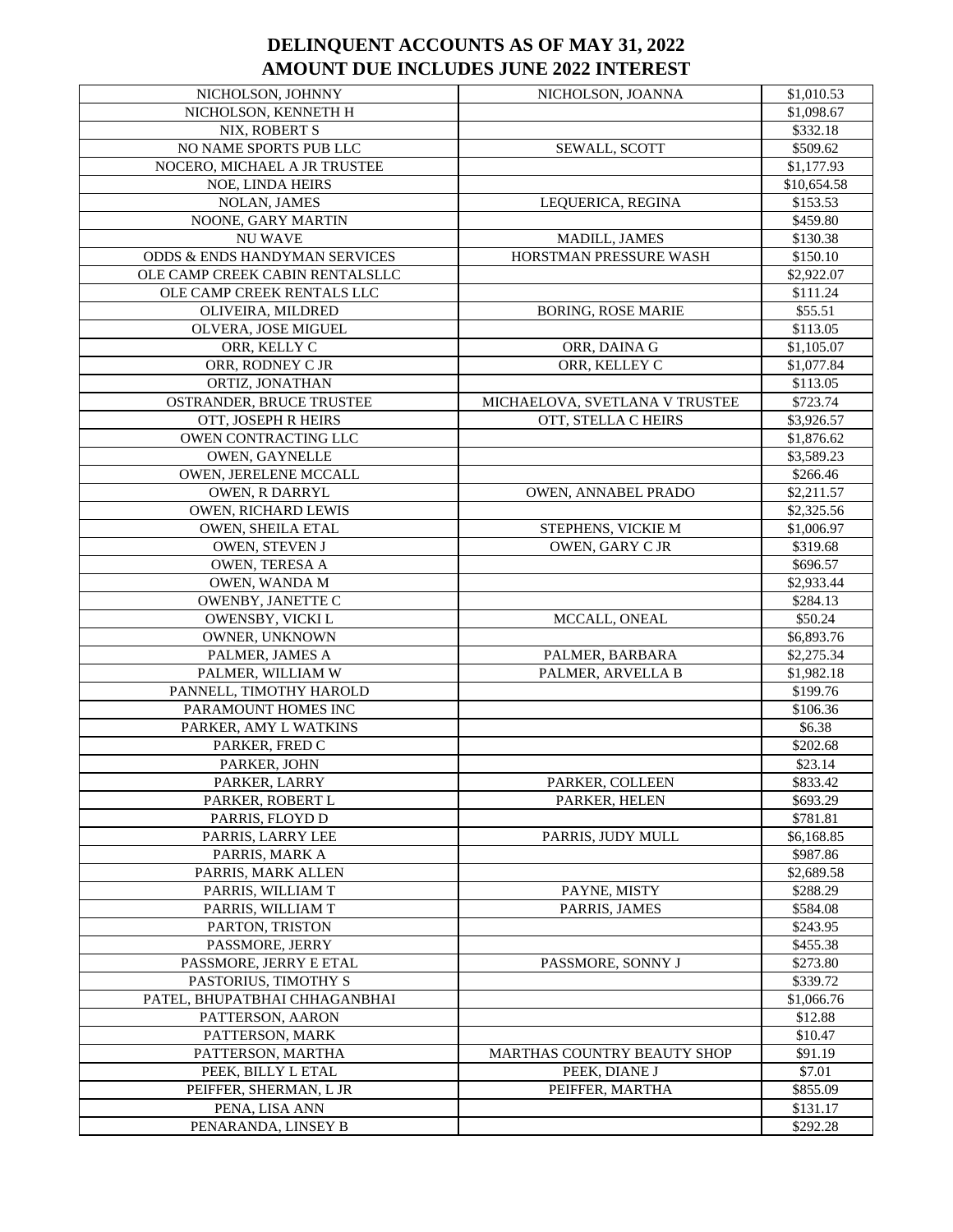# DELINQUENT ACCOUNTS AS OF MAY 31, 2022
# AMOUNT DUE INCLUDES JUNE 2022 INTEREST

| | | |
|---|---|---|
| NICHOLSON, JOHNNY | NICHOLSON, JOANNA | $1,010.53 |
| NICHOLSON, KENNETH H | | $1,098.67 |
| NIX, ROBERT S | | $332.18 |
| NO NAME SPORTS PUB LLC | SEWALL, SCOTT | $509.62 |
| NOCERO, MICHAEL A JR TRUSTEE | | $1,177.93 |
| NOE, LINDA HEIRS | | $10,654.58 |
| NOLAN, JAMES | LEQUERICA, REGINA | $153.53 |
| NOONE, GARY MARTIN | | $459.80 |
| NU WAVE | MADILL, JAMES | $130.38 |
| ODDS & ENDS HANDYMAN SERVICES | HORSTMAN PRESSURE WASH | $150.10 |
| OLE CAMP CREEK CABIN RENTALSLLC | | $2,922.07 |
| OLE CAMP CREEK RENTALS LLC | | $111.24 |
| OLIVEIRA, MILDRED | BORING, ROSE MARIE | $55.51 |
| OLVERA, JOSE MIGUEL | | $113.05 |
| ORR, KELLY C | ORR, DAINA G | $1,105.07 |
| ORR, RODNEY C JR | ORR, KELLEY C | $1,077.84 |
| ORTIZ, JONATHAN | | $113.05 |
| OSTRANDER, BRUCE TRUSTEE | MICHAELOVA, SVETLANA V TRUSTEE | $723.74 |
| OTT, JOSEPH R HEIRS | OTT, STELLA C HEIRS | $3,926.57 |
| OWEN CONTRACTING LLC | | $1,876.62 |
| OWEN, GAYNELLE | | $3,589.23 |
| OWEN, JERELENE MCCALL | | $266.46 |
| OWEN, R DARRYL | OWEN, ANNABEL PRADO | $2,211.57 |
| OWEN, RICHARD LEWIS | | $2,325.56 |
| OWEN, SHEILA ETAL | STEPHENS, VICKIE M | $1,006.97 |
| OWEN, STEVEN J | OWEN, GARY C JR | $319.68 |
| OWEN, TERESA A | | $696.57 |
| OWEN, WANDA M | | $2,933.44 |
| OWENBY, JANETTE C | | $284.13 |
| OWENSBY, VICKI L | MCCALL, ONEAL | $50.24 |
| OWNER, UNKNOWN | | $6,893.76 |
| PALMER, JAMES A | PALMER, BARBARA | $2,275.34 |
| PALMER, WILLIAM W | PALMER, ARVELLA B | $1,982.18 |
| PANNELL, TIMOTHY HAROLD | | $199.76 |
| PARAMOUNT HOMES INC | | $106.36 |
| PARKER, AMY L WATKINS | | $6.38 |
| PARKER, FRED C | | $202.68 |
| PARKER, JOHN | | $23.14 |
| PARKER, LARRY | PARKER, COLLEEN | $833.42 |
| PARKER, ROBERT L | PARKER, HELEN | $693.29 |
| PARRIS, FLOYD D | | $781.81 |
| PARRIS, LARRY LEE | PARRIS, JUDY MULL | $6,168.85 |
| PARRIS, MARK A | | $987.86 |
| PARRIS, MARK ALLEN | | $2,689.58 |
| PARRIS, WILLIAM T | PAYNE, MISTY | $288.29 |
| PARRIS, WILLIAM T | PARRIS, JAMES | $584.08 |
| PARTON, TRISTON | | $243.95 |
| PASSMORE, JERRY | | $455.38 |
| PASSMORE, JERRY E ETAL | PASSMORE, SONNY J | $273.80 |
| PASTORIUS, TIMOTHY S | | $339.72 |
| PATEL, BHUPATBHAI CHHAGANBHAI | | $1,066.76 |
| PATTERSON, AARON | | $12.88 |
| PATTERSON, MARK | | $10.47 |
| PATTERSON, MARTHA | MARTHAS COUNTRY BEAUTY SHOP | $91.19 |
| PEEK, BILLY L ETAL | PEEK, DIANE J | $7.01 |
| PEIFFER, SHERMAN, L JR | PEIFFER, MARTHA | $855.09 |
| PENA, LISA ANN | | $131.17 |
| PENARANDA, LINSEY B | | $292.28 |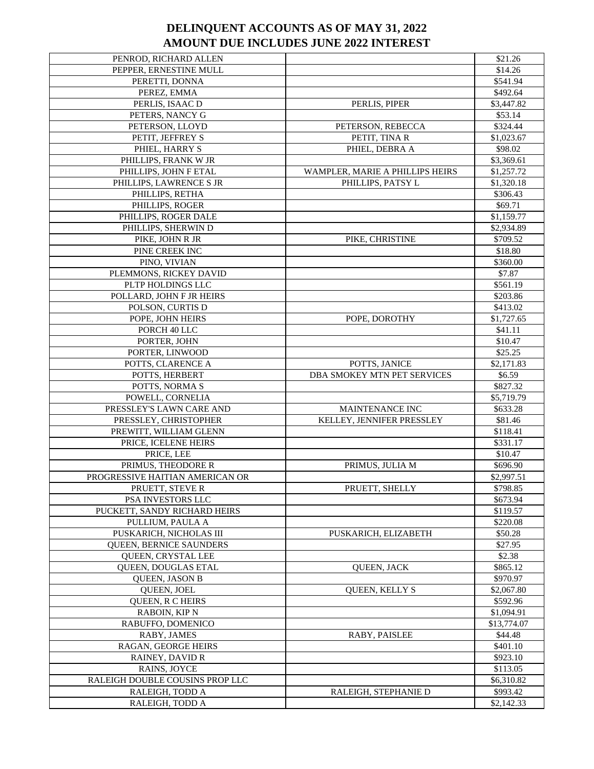# DELINQUENT ACCOUNTS AS OF MAY 31, 2022
# AMOUNT DUE INCLUDES JUNE 2022 INTEREST

| | | |
|---|---|---|
| PENROD, RICHARD ALLEN | | $21.26 |
| PEPPER, ERNESTINE MULL | | $14.26 |
| PERETTI, DONNA | | $541.94 |
| PEREZ, EMMA | | $492.64 |
| PERLIS, ISAAC D | PERLIS, PIPER | $3,447.82 |
| PETERS, NANCY G | | $53.14 |
| PETERSON, LLOYD | PETERSON, REBECCA | $324.44 |
| PETIT, JEFFREY S | PETIT, TINA R | $1,023.67 |
| PHIEL, HARRY S | PHIEL, DEBRA A | $98.02 |
| PHILLIPS, FRANK W JR | | $3,369.61 |
| PHILLIPS, JOHN F ETAL | WAMPLER, MARIE A PHILLIPS HEIRS | $1,257.72 |
| PHILLIPS, LAWRENCE S JR | PHILLIPS, PATSY L | $1,320.18 |
| PHILLIPS, RETHA | | $306.43 |
| PHILLIPS, ROGER | | $69.71 |
| PHILLIPS, ROGER DALE | | $1,159.77 |
| PHILLIPS, SHERWIN D | | $2,934.89 |
| PIKE, JOHN R JR | PIKE, CHRISTINE | $709.52 |
| PINE CREEK INC | | $18.80 |
| PINO, VIVIAN | | $360.00 |
| PLEMMONS, RICKEY DAVID | | $7.87 |
| PLTP HOLDINGS LLC | | $561.19 |
| POLLARD, JOHN F JR HEIRS | | $203.86 |
| POLSON, CURTIS D | | $413.02 |
| POPE, JOHN HEIRS | POPE, DOROTHY | $1,727.65 |
| PORCH 40 LLC | | $41.11 |
| PORTER, JOHN | | $10.47 |
| PORTER, LINWOOD | | $25.25 |
| POTTS, CLARENCE A | POTTS, JANICE | $2,171.83 |
| POTTS, HERBERT | DBA SMOKEY MTN PET SERVICES | $6.59 |
| POTTS, NORMA S | | $827.32 |
| POWELL, CORNELIA | | $5,719.79 |
| PRESSLEY'S LAWN CARE AND | MAINTENANCE INC | $633.28 |
| PRESSLEY, CHRISTOPHER | KELLEY, JENNIFER PRESSLEY | $81.46 |
| PREWITT, WILLIAM GLENN | | $118.41 |
| PRICE, ICELENE HEIRS | | $331.17 |
| PRICE, LEE | | $10.47 |
| PRIMUS, THEODORE R | PRIMUS, JULIA M | $696.90 |
| PROGRESSIVE HAITIAN AMERICAN OR | | $2,997.51 |
| PRUETT, STEVE R | PRUETT, SHELLY | $798.85 |
| PSA INVESTORS LLC | | $673.94 |
| PUCKETT, SANDY RICHARD HEIRS | | $119.57 |
| PULLIUM, PAULA A | | $220.08 |
| PUSKARICH, NICHOLAS III | PUSKARICH, ELIZABETH | $50.28 |
| QUEEN, BERNICE SAUNDERS | | $27.95 |
| QUEEN, CRYSTAL LEE | | $2.38 |
| QUEEN, DOUGLAS ETAL | QUEEN, JACK | $865.12 |
| QUEEN, JASON B | | $970.97 |
| QUEEN, JOEL | QUEEN, KELLY S | $2,067.80 |
| QUEEN, R C HEIRS | | $592.96 |
| RABOIN, KIP N | | $1,094.91 |
| RABUFFO, DOMENICO | | $13,774.07 |
| RABY, JAMES | RABY, PAISLEE | $44.48 |
| RAGAN, GEORGE HEIRS | | $401.10 |
| RAINEY, DAVID R | | $923.10 |
| RAINS, JOYCE | | $113.05 |
| RALEIGH DOUBLE COUSINS PROP LLC | | $6,310.82 |
| RALEIGH, TODD A | RALEIGH, STEPHANIE D | $993.42 |
| RALEIGH, TODD A | | $2,142.33 |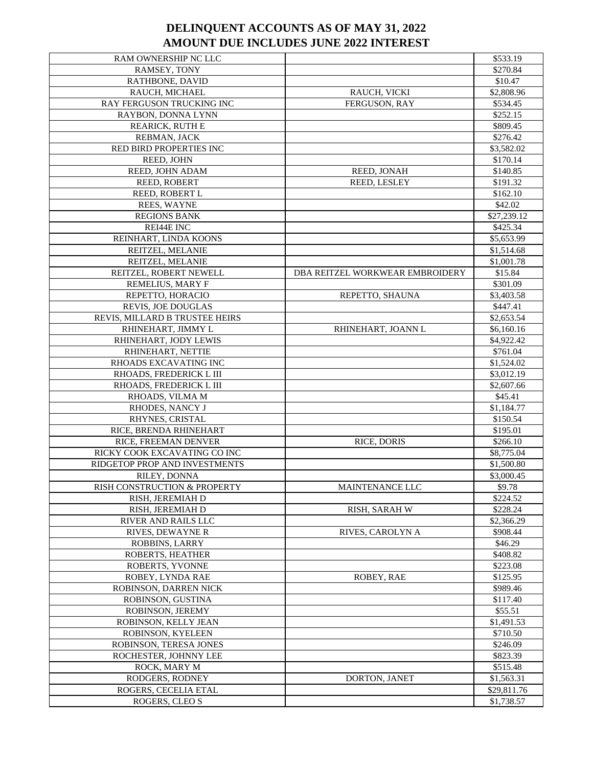# DELINQUENT ACCOUNTS AS OF MAY 31, 2022
# AMOUNT DUE INCLUDES JUNE 2022 INTEREST

| | | |
|---|---|---|
| RAM OWNERSHIP NC LLC | | $533.19 |
| RAMSEY, TONY | | $270.84 |
| RATHBONE, DAVID | | $10.47 |
| RAUCH, MICHAEL | RAUCH, VICKI | $2,808.96 |
| RAY FERGUSON TRUCKING INC | FERGUSON, RAY | $534.45 |
| RAYBON, DONNA LYNN | | $252.15 |
| REARICK, RUTH E | | $809.45 |
| REBMAN, JACK | | $276.42 |
| RED BIRD PROPERTIES INC | | $3,582.02 |
| REED, JOHN | | $170.14 |
| REED, JOHN ADAM | REED, JONAH | $140.85 |
| REED, ROBERT | REED, LESLEY | $191.32 |
| REED, ROBERT L | | $162.10 |
| REES, WAYNE | | $42.02 |
| REGIONS BANK | | $27,239.12 |
| REI44E INC | | $425.34 |
| REINHART, LINDA KOONS | | $5,653.99 |
| REITZEL, MELANIE | | $1,514.68 |
| REITZEL, MELANIE | | $1,001.78 |
| REITZEL, ROBERT NEWELL | DBA REITZEL WORKWEAR EMBROIDERY | $15.84 |
| REMELIUS, MARY F | | $301.09 |
| REPETTO, HORACIO | REPETTO, SHAUNA | $3,403.58 |
| REVIS, JOE DOUGLAS | | $447.41 |
| REVIS, MILLARD B TRUSTEE HEIRS | | $2,653.54 |
| RHINEHART, JIMMY L | RHINEHART, JOANN L | $6,160.16 |
| RHINEHART, JODY LEWIS | | $4,922.42 |
| RHINEHART, NETTIE | | $761.04 |
| RHOADS EXCAVATING INC | | $1,524.02 |
| RHOADS, FREDERICK L III | | $3,012.19 |
| RHOADS, FREDERICK L III | | $2,607.66 |
| RHOADS, VILMA M | | $45.41 |
| RHODES, NANCY J | | $1,184.77 |
| RHYNES, CRISTAL | | $150.54 |
| RICE, BRENDA RHINEHART | | $195.01 |
| RICE, FREEMAN DENVER | RICE, DORIS | $266.10 |
| RICKY COOK EXCAVATING CO INC | | $8,775.04 |
| RIDGETOP PROP AND INVESTMENTS | | $1,500.80 |
| RILEY, DONNA | | $3,000.45 |
| RISH CONSTRUCTION & PROPERTY | MAINTENANCE LLC | $9.78 |
| RISH, JEREMIAH D | | $224.52 |
| RISH, JEREMIAH D | RISH, SARAH W | $228.24 |
| RIVER AND RAILS LLC | | $2,366.29 |
| RIVES, DEWAYNE R | RIVES, CAROLYN A | $908.44 |
| ROBBINS, LARRY | | $46.29 |
| ROBERTS, HEATHER | | $408.82 |
| ROBERTS, YVONNE | | $223.08 |
| ROBEY, LYNDA RAE | ROBEY, RAE | $125.95 |
| ROBINSON, DARREN NICK | | $989.46 |
| ROBINSON, GUSTINA | | $117.40 |
| ROBINSON, JEREMY | | $55.51 |
| ROBINSON, KELLY JEAN | | $1,491.53 |
| ROBINSON, KYELEEN | | $710.50 |
| ROBINSON, TERESA JONES | | $246.09 |
| ROCHESTER, JOHNNY LEE | | $823.39 |
| ROCK, MARY M | | $515.48 |
| RODGERS, RODNEY | DORTON, JANET | $1,563.31 |
| ROGERS, CECELIA ETAL | | $29,811.76 |
| ROGERS, CLEO S | | $1,738.57 |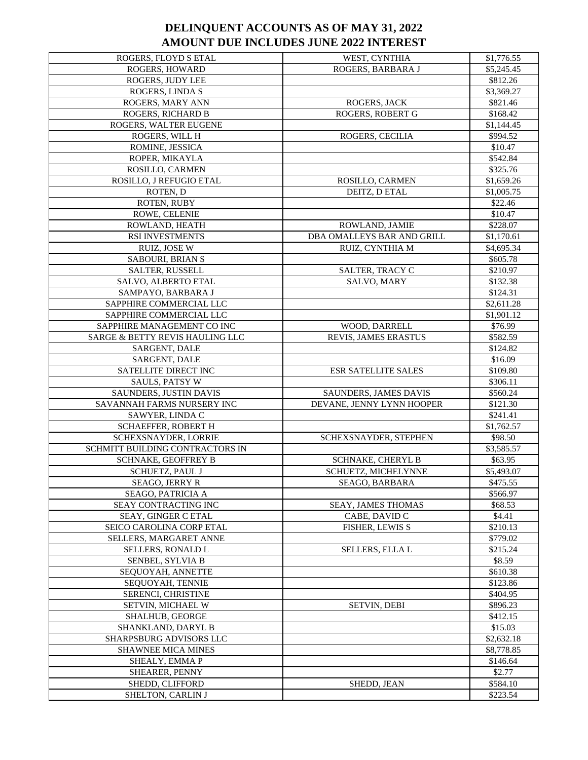# DELINQUENT ACCOUNTS AS OF MAY 31, 2022
# AMOUNT DUE INCLUDES JUNE 2022 INTEREST

| | | |
|---|---|---|
| ROGERS, FLOYD S ETAL | WEST, CYNTHIA | $1,776.55 |
| ROGERS, HOWARD | ROGERS, BARBARA J | $5,245.45 |
| ROGERS, JUDY LEE | | $812.26 |
| ROGERS, LINDA S | | $3,369.27 |
| ROGERS, MARY ANN | ROGERS, JACK | $821.46 |
| ROGERS, RICHARD B | ROGERS, ROBERT G | $168.42 |
| ROGERS, WALTER EUGENE | | $1,144.45 |
| ROGERS, WILL H | ROGERS, CECILIA | $994.52 |
| ROMINE, JESSICA | | $10.47 |
| ROPER, MIKAYLA | | $542.84 |
| ROSILLO, CARMEN | | $325.76 |
| ROSILLO, J REFUGIO ETAL | ROSILLO, CARMEN | $1,659.26 |
| ROTEN, D | DEITZ, D ETAL | $1,005.75 |
| ROTEN, RUBY | | $22.46 |
| ROWE, CELENIE | | $10.47 |
| ROWLAND, HEATH | ROWLAND, JAMIE | $228.07 |
| RSI INVESTMENTS | DBA OMALLEYS BAR AND GRILL | $1,170.61 |
| RUIZ, JOSE W | RUIZ, CYNTHIA M | $4,695.34 |
| SABOURI, BRIAN S | | $605.78 |
| SALTER, RUSSELL | SALTER, TRACY C | $210.97 |
| SALVO, ALBERTO ETAL | SALVO, MARY | $132.38 |
| SAMPAYO, BARBARA J | | $124.31 |
| SAPPHIRE COMMERCIAL LLC | | $2,611.28 |
| SAPPHIRE COMMERCIAL LLC | | $1,901.12 |
| SAPPHIRE MANAGEMENT CO INC | WOOD, DARRELL | $76.99 |
| SARGE & BETTY REVIS HAULING LLC | REVIS, JAMES ERASTUS | $582.59 |
| SARGENT, DALE | | $124.82 |
| SARGENT, DALE | | $16.09 |
| SATELLITE DIRECT INC | ESR SATELLITE SALES | $109.80 |
| SAULS, PATSY W | | $306.11 |
| SAUNDERS, JUSTIN DAVIS | SAUNDERS, JAMES DAVIS | $560.24 |
| SAVANNAH FARMS NURSERY INC | DEVANE, JENNY LYNN HOOPER | $121.30 |
| SAWYER, LINDA C | | $241.41 |
| SCHAEFFER, ROBERT H | | $1,762.57 |
| SCHEXSNAYDER, LORRIE | SCHEXSNAYDER, STEPHEN | $98.50 |
| SCHMITT BUILDING CONTRACTORS IN | | $3,585.57 |
| SCHNAKE, GEOFFREY B | SCHNAKE, CHERYL B | $63.95 |
| SCHUETZ, PAUL J | SCHUETZ, MICHELYNNE | $5,493.07 |
| SEAGO, JERRY R | SEAGO, BARBARA | $475.55 |
| SEAGO, PATRICIA A | | $566.97 |
| SEAY CONTRACTING INC | SEAY, JAMES THOMAS | $68.53 |
| SEAY, GINGER C ETAL | CABE, DAVID C | $4.41 |
| SEICO CAROLINA CORP ETAL | FISHER, LEWIS S | $210.13 |
| SELLERS, MARGARET ANNE | | $779.02 |
| SELLERS, RONALD L | SELLERS, ELLA L | $215.24 |
| SENBEL, SYLVIA B | | $8.59 |
| SEQUOYAH, ANNETTE | | $610.38 |
| SEQUOYAH, TENNIE | | $123.86 |
| SERENCI, CHRISTINE | | $404.95 |
| SETVIN, MICHAEL W | SETVIN, DEBI | $896.23 |
| SHALHUB, GEORGE | | $412.15 |
| SHANKLAND, DARYL B | | $15.03 |
| SHARPSBURG ADVISORS LLC | | $2,632.18 |
| SHAWNEE MICA MINES | | $8,778.85 |
| SHEALY, EMMA P | | $146.64 |
| SHEARER, PENNY | | $2.77 |
| SHEDD, CLIFFORD | SHEDD, JEAN | $584.10 |
| SHELTON, CARLIN J | | $223.54 |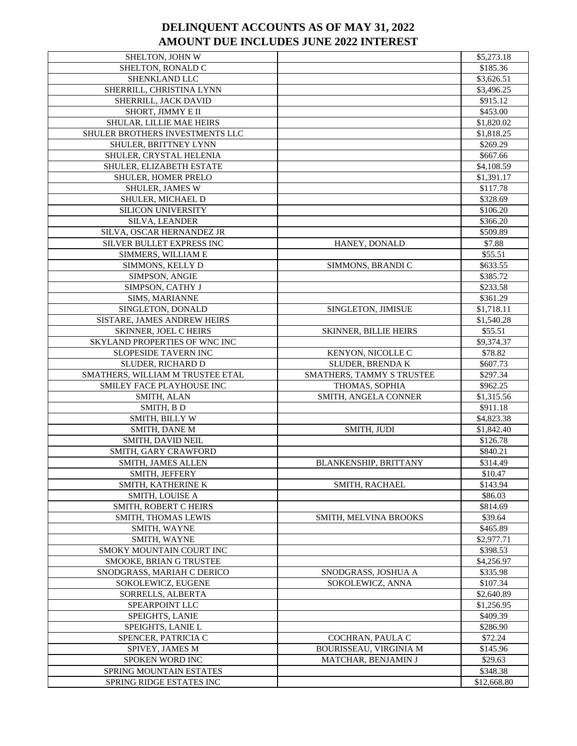# DELINQUENT ACCOUNTS AS OF MAY 31, 2022
# AMOUNT DUE INCLUDES JUNE 2022 INTEREST

| | | |
|---|---|---|
| SHELTON, JOHN W | | $5,273.18 |
| SHELTON, RONALD C | | $185.36 |
| SHENKLAND LLC | | $3,626.51 |
| SHERRILL, CHRISTINA LYNN | | $3,496.25 |
| SHERRILL, JACK DAVID | | $915.12 |
| SHORT, JIMMY E II | | $453.00 |
| SHULAR, LILLIE MAE HEIRS | | $1,820.02 |
| SHULER BROTHERS INVESTMENTS LLC | | $1,818.25 |
| SHULER, BRITTNEY LYNN | | $269.29 |
| SHULER, CRYSTAL HELENIA | | $667.66 |
| SHULER, ELIZABETH ESTATE | | $4,108.59 |
| SHULER, HOMER PRELO | | $1,391.17 |
| SHULER, JAMES W | | $117.78 |
| SHULER, MICHAEL D | | $328.69 |
| SILICON UNIVERSITY | | $106.20 |
| SILVA, LEANDER | | $366.20 |
| SILVA, OSCAR HERNANDEZ JR | | $509.89 |
| SILVER BULLET EXPRESS INC | HANEY, DONALD | $7.88 |
| SIMMERS, WILLIAM E | | $55.51 |
| SIMMONS, KELLY D | SIMMONS, BRANDI C | $633.55 |
| SIMPSON, ANGIE | | $385.72 |
| SIMPSON, CATHY J | | $233.58 |
| SIMS, MARIANNE | | $361.29 |
| SINGLETON, DONALD | SINGLETON, JIMISUE | $1,718.11 |
| SISTARE, JAMES ANDREW HEIRS | | $1,540.28 |
| SKINNER, JOEL C HEIRS | SKINNER, BILLIE HEIRS | $55.51 |
| SKYLAND PROPERTIES OF WNC INC | | $9,374.37 |
| SLOPESIDE TAVERN INC | KENYON, NICOLLE C | $78.82 |
| SLUDER, RICHARD D | SLUDER, BRENDA K | $607.73 |
| SMATHERS, WILLIAM M TRUSTEE ETAL | SMATHERS, TAMMY S TRUSTEE | $297.34 |
| SMILEY FACE PLAYHOUSE INC | THOMAS, SOPHIA | $962.25 |
| SMITH, ALAN | SMITH, ANGELA CONNER | $1,315.56 |
| SMITH, B D | | $911.18 |
| SMITH, BILLY W | | $4,823.38 |
| SMITH, DANE M | SMITH, JUDI | $1,842.40 |
| SMITH, DAVID NEIL | | $126.78 |
| SMITH, GARY CRAWFORD | | $840.21 |
| SMITH, JAMES ALLEN | BLANKENSHIP, BRITTANY | $314.49 |
| SMITH, JEFFERY | | $10.47 |
| SMITH, KATHERINE K | SMITH, RACHAEL | $143.94 |
| SMITH, LOUISE A | | $86.03 |
| SMITH, ROBERT C HEIRS | | $814.69 |
| SMITH, THOMAS LEWIS | SMITH, MELVINA BROOKS | $39.64 |
| SMITH, WAYNE | | $465.89 |
| SMITH, WAYNE | | $2,977.71 |
| SMOKY MOUNTAIN COURT INC | | $398.53 |
| SMOOKE, BRIAN G TRUSTEE | | $4,256.97 |
| SNODGRASS, MARIAH C DERICO | SNODGRASS, JOSHUA A | $335.98 |
| SOKOLEWICZ, EUGENE | SOKOLEWICZ, ANNA | $107.34 |
| SORRELLS, ALBERTA | | $2,640.89 |
| SPEARPOINT LLC | | $1,256.95 |
| SPEIGHTS, LANIE | | $409.39 |
| SPEIGHTS, LANIE L | | $286.90 |
| SPENCER, PATRICIA C | COCHRAN, PAULA C | $72.24 |
| SPIVEY, JAMES M | BOURISSEAU, VIRGINIA M | $145.96 |
| SPOKEN WORD INC | MATCHAR, BENJAMIN J | $29.63 |
| SPRING MOUNTAIN ESTATES | | $348.38 |
| SPRING RIDGE ESTATES INC | | $12,668.80 |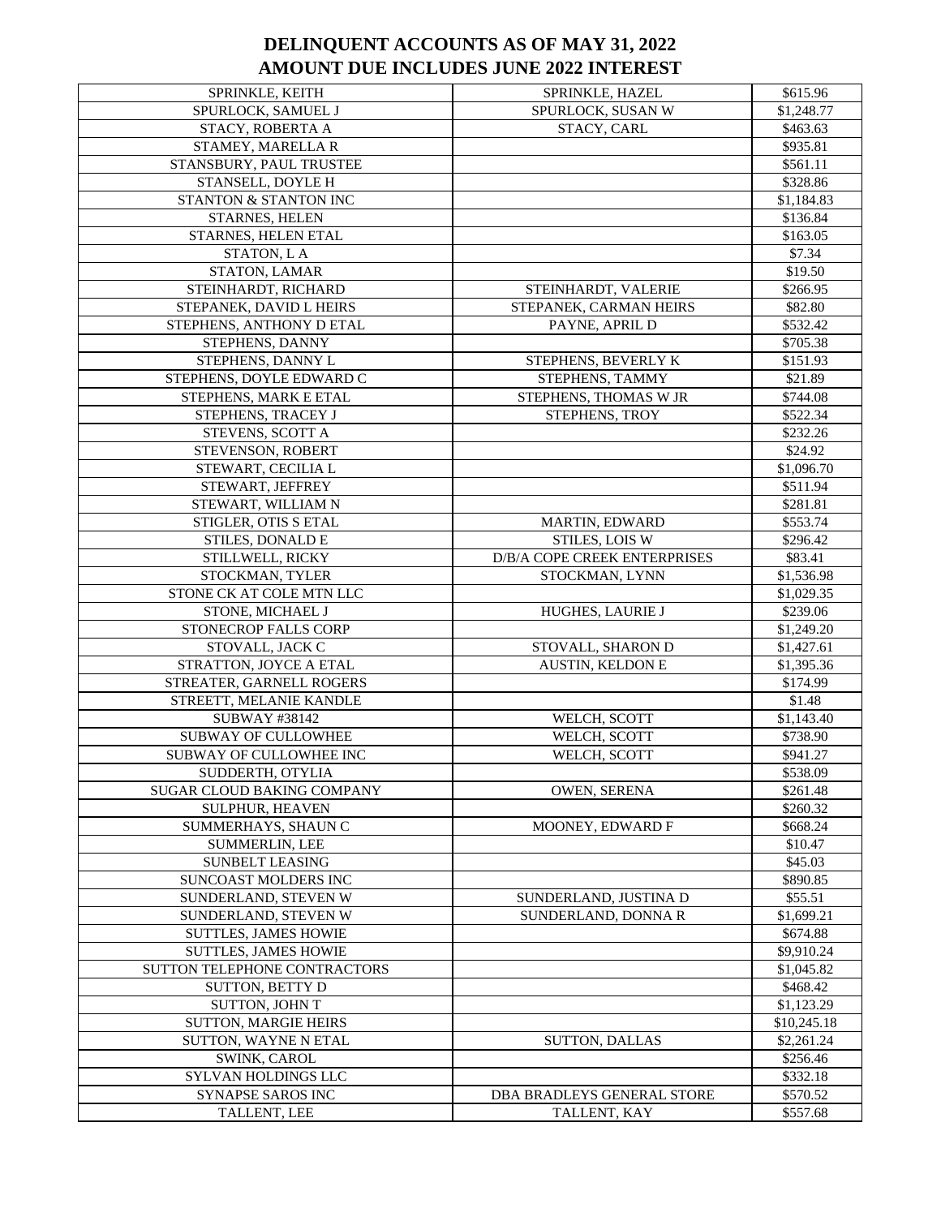# DELINQUENT ACCOUNTS AS OF MAY 31, 2022
# AMOUNT DUE INCLUDES JUNE 2022 INTEREST

| | | |
|---|---|---|
| SPRINKLE, KEITH | SPRINKLE, HAZEL | $615.96 |
| SPURLOCK, SAMUEL J | SPURLOCK, SUSAN W | $1,248.77 |
| STACY, ROBERTA A | STACY, CARL | $463.63 |
| STAMEY, MARELLA R | | $935.81 |
| STANSBURY, PAUL TRUSTEE | | $561.11 |
| STANSELL, DOYLE H | | $328.86 |
| STANTON & STANTON INC | | $1,184.83 |
| STARNES, HELEN | | $136.84 |
| STARNES, HELEN ETAL | | $163.05 |
| STATON, L A | | $7.34 |
| STATON, LAMAR | | $19.50 |
| STEINHARDT, RICHARD | STEINHARDT, VALERIE | $266.95 |
| STEPANEK, DAVID L HEIRS | STEPANEK, CARMAN HEIRS | $82.80 |
| STEPHENS, ANTHONY D ETAL | PAYNE, APRIL D | $532.42 |
| STEPHENS, DANNY | | $705.38 |
| STEPHENS, DANNY L | STEPHENS, BEVERLY K | $151.93 |
| STEPHENS, DOYLE EDWARD C | STEPHENS, TAMMY | $21.89 |
| STEPHENS, MARK E ETAL | STEPHENS, THOMAS W JR | $744.08 |
| STEPHENS, TRACEY J | STEPHENS, TROY | $522.34 |
| STEVENS, SCOTT A | | $232.26 |
| STEVENSON, ROBERT | | $24.92 |
| STEWART, CECILIA L | | $1,096.70 |
| STEWART, JEFFREY | | $511.94 |
| STEWART, WILLIAM N | | $281.81 |
| STIGLER, OTIS S ETAL | MARTIN, EDWARD | $553.74 |
| STILES, DONALD E | STILES, LOIS W | $296.42 |
| STILLWELL, RICKY | D/B/A COPE CREEK ENTERPRISES | $83.41 |
| STOCKMAN, TYLER | STOCKMAN, LYNN | $1,536.98 |
| STONE CK AT COLE MTN LLC | | $1,029.35 |
| STONE, MICHAEL J | HUGHES, LAURIE J | $239.06 |
| STONECROP FALLS CORP | | $1,249.20 |
| STOVALL, JACK C | STOVALL, SHARON D | $1,427.61 |
| STRATTON, JOYCE A ETAL | AUSTIN, KELDON E | $1,395.36 |
| STREATER, GARNELL ROGERS | | $174.99 |
| STREETT, MELANIE KANDLE | | $1.48 |
| SUBWAY #38142 | WELCH, SCOTT | $1,143.40 |
| SUBWAY OF CULLOWHEE | WELCH, SCOTT | $738.90 |
| SUBWAY OF CULLOWHEE INC | WELCH, SCOTT | $941.27 |
| SUDDERTH, OTYLIA | | $538.09 |
| SUGAR CLOUD BAKING COMPANY | OWEN, SERENA | $261.48 |
| SULPHUR, HEAVEN | | $260.32 |
| SUMMERHAYS, SHAUN C | MOONEY, EDWARD F | $668.24 |
| SUMMERLIN, LEE | | $10.47 |
| SUNBELT LEASING | | $45.03 |
| SUNCOAST MOLDERS INC | | $890.85 |
| SUNDERLAND, STEVEN W | SUNDERLAND, JUSTINA D | $55.51 |
| SUNDERLAND, STEVEN W | SUNDERLAND, DONNA R | $1,699.21 |
| SUTTLES, JAMES HOWIE | | $674.88 |
| SUTTLES, JAMES HOWIE | | $9,910.24 |
| SUTTON TELEPHONE CONTRACTORS | | $1,045.82 |
| SUTTON, BETTY D | | $468.42 |
| SUTTON, JOHN T | | $1,123.29 |
| SUTTON, MARGIE HEIRS | | $10,245.18 |
| SUTTON, WAYNE N ETAL | SUTTON, DALLAS | $2,261.24 |
| SWINK, CAROL | | $256.46 |
| SYLVAN HOLDINGS LLC | | $332.18 |
| SYNAPSE SAROS INC | DBA BRADLEYS GENERAL STORE | $570.52 |
| TALLENT, LEE | TALLENT, KAY | $557.68 |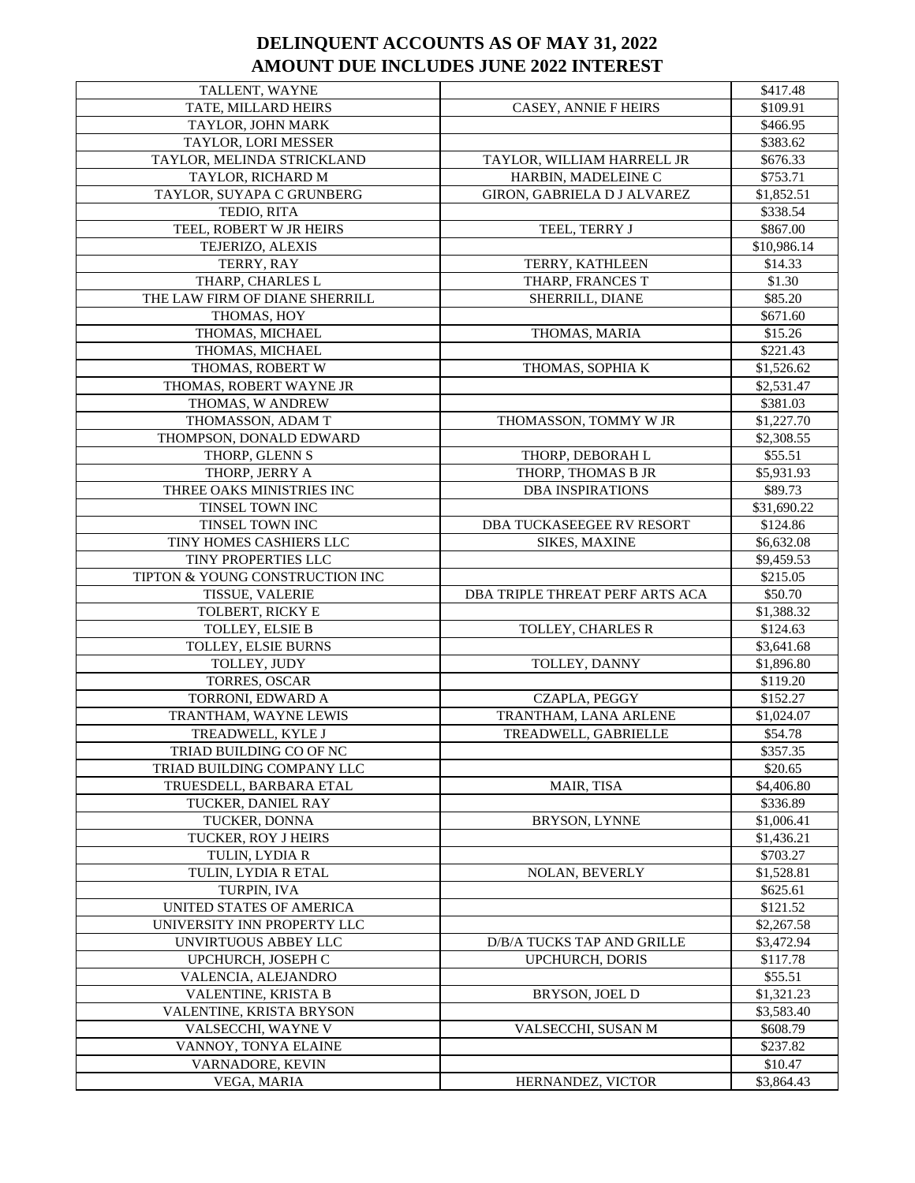# DELINQUENT ACCOUNTS AS OF MAY 31, 2022
# AMOUNT DUE INCLUDES JUNE 2022 INTEREST

| | | |
|---|---|---|
| TALLENT, WAYNE | | $417.48 |
| TATE, MILLARD HEIRS | CASEY, ANNIE F HEIRS | $109.91 |
| TAYLOR, JOHN MARK | | $466.95 |
| TAYLOR, LORI MESSER | | $383.62 |
| TAYLOR, MELINDA STRICKLAND | TAYLOR, WILLIAM HARRELL JR | $676.33 |
| TAYLOR, RICHARD M | HARBIN, MADELEINE C | $753.71 |
| TAYLOR, SUYAPA C GRUNBERG | GIRON, GABRIELA D J ALVAREZ | $1,852.51 |
| TEDIO, RITA | | $338.54 |
| TEEL, ROBERT W JR HEIRS | TEEL, TERRY J | $867.00 |
| TEJERIZO, ALEXIS | | $10,986.14 |
| TERRY, RAY | TERRY, KATHLEEN | $14.33 |
| THARP, CHARLES L | THARP, FRANCES T | $1.30 |
| THE LAW FIRM OF DIANE SHERRILL | SHERRILL, DIANE | $85.20 |
| THOMAS, HOY | | $671.60 |
| THOMAS, MICHAEL | THOMAS, MARIA | $15.26 |
| THOMAS, MICHAEL | | $221.43 |
| THOMAS, ROBERT W | THOMAS, SOPHIA K | $1,526.62 |
| THOMAS, ROBERT WAYNE JR | | $2,531.47 |
| THOMAS, W ANDREW | | $381.03 |
| THOMASSON, ADAM T | THOMASSON, TOMMY W JR | $1,227.70 |
| THOMPSON, DONALD EDWARD | | $2,308.55 |
| THORP, GLENN S | THORP, DEBORAH L | $55.51 |
| THORP, JERRY A | THORP, THOMAS B JR | $5,931.93 |
| THREE OAKS MINISTRIES INC | DBA INSPIRATIONS | $89.73 |
| TINSEL TOWN INC | | $31,690.22 |
| TINSEL TOWN INC | DBA TUCKASEEGEE RV RESORT | $124.86 |
| TINY HOMES CASHIERS LLC | SIKES, MAXINE | $6,632.08 |
| TINY PROPERTIES LLC | | $9,459.53 |
| TIPTON & YOUNG CONSTRUCTION INC | | $215.05 |
| TISSUE, VALERIE | DBA TRIPLE THREAT PERF ARTS ACA | $50.70 |
| TOLBERT, RICKY E | | $1,388.32 |
| TOLLEY, ELSIE B | TOLLEY, CHARLES R | $124.63 |
| TOLLEY, ELSIE BURNS | | $3,641.68 |
| TOLLEY, JUDY | TOLLEY, DANNY | $1,896.80 |
| TORRES, OSCAR | | $119.20 |
| TORRONI, EDWARD A | CZAPLA, PEGGY | $152.27 |
| TRANTHAM, WAYNE LEWIS | TRANTHAM, LANA ARLENE | $1,024.07 |
| TREADWELL, KYLE J | TREADWELL, GABRIELLE | $54.78 |
| TRIAD BUILDING CO OF NC | | $357.35 |
| TRIAD BUILDING COMPANY LLC | | $20.65 |
| TRUESDELL, BARBARA ETAL | MAIR, TISA | $4,406.80 |
| TUCKER, DANIEL RAY | | $336.89 |
| TUCKER, DONNA | BRYSON, LYNNE | $1,006.41 |
| TUCKER, ROY J HEIRS | | $1,436.21 |
| TULIN, LYDIA R | | $703.27 |
| TULIN, LYDIA R ETAL | NOLAN, BEVERLY | $1,528.81 |
| TURPIN, IVA | | $625.61 |
| UNITED STATES OF AMERICA | | $121.52 |
| UNIVERSITY INN PROPERTY LLC | | $2,267.58 |
| UNVIRTUOUS ABBEY LLC | D/B/A TUCKS TAP AND GRILLE | $3,472.94 |
| UPCHURCH, JOSEPH C | UPCHURCH, DORIS | $117.78 |
| VALENCIA, ALEJANDRO | | $55.51 |
| VALENTINE, KRISTA B | BRYSON, JOEL D | $1,321.23 |
| VALENTINE, KRISTA BRYSON | | $3,583.40 |
| VALSECCHI, WAYNE V | VALSECCHI, SUSAN M | $608.79 |
| VANNOY, TONYA ELAINE | | $237.82 |
| VARNADORE, KEVIN | | $10.47 |
| VEGA, MARIA | HERNANDEZ, VICTOR | $3,864.43 |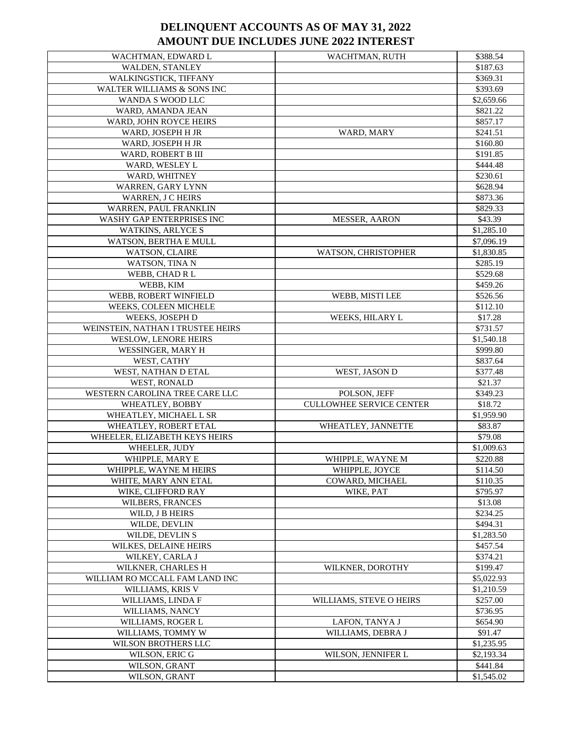# DELINQUENT ACCOUNTS AS OF MAY 31, 2022
# AMOUNT DUE INCLUDES JUNE 2022 INTEREST

| | | |
|---|---|---|
| WACHTMAN, EDWARD L | WACHTMAN, RUTH | $388.54 |
| WALDEN, STANLEY | | $187.63 |
| WALKINGSTICK, TIFFANY | | $369.31 |
| WALTER WILLIAMS & SONS INC | | $393.69 |
| WANDA S WOOD LLC | | $2,659.66 |
| WARD, AMANDA JEAN | | $821.22 |
| WARD, JOHN ROYCE HEIRS | | $857.17 |
| WARD, JOSEPH H JR | WARD, MARY | $241.51 |
| WARD, JOSEPH H JR | | $160.80 |
| WARD, ROBERT B III | | $191.85 |
| WARD, WESLEY L | | $444.48 |
| WARD, WHITNEY | | $230.61 |
| WARREN, GARY LYNN | | $628.94 |
| WARREN, J C HEIRS | | $873.36 |
| WARREN, PAUL FRANKLIN | | $829.33 |
| WASHY GAP ENTERPRISES INC | MESSER, AARON | $43.39 |
| WATKINS, ARLYCE S | | $1,285.10 |
| WATSON, BERTHA E MULL | | $7,096.19 |
| WATSON, CLAIRE | WATSON, CHRISTOPHER | $1,830.85 |
| WATSON, TINA N | | $285.19 |
| WEBB, CHAD R L | | $529.68 |
| WEBB, KIM | | $459.26 |
| WEBB, ROBERT WINFIELD | WEBB, MISTI LEE | $526.56 |
| WEEKS, COLEEN MICHELE | | $112.10 |
| WEEKS, JOSEPH D | WEEKS, HILARY L | $17.28 |
| WEINSTEIN, NATHAN I TRUSTEE HEIRS | | $731.57 |
| WESLOW, LENORE HEIRS | | $1,540.18 |
| WESSINGER, MARY H | | $999.80 |
| WEST, CATHY | | $837.64 |
| WEST, NATHAN D ETAL | WEST, JASON D | $377.48 |
| WEST, RONALD | | $21.37 |
| WESTERN CAROLINA TREE CARE LLC | POLSON, JEFF | $349.23 |
| WHEATLEY, BOBBY | CULLOWHEE SERVICE CENTER | $18.72 |
| WHEATLEY, MICHAEL L SR | | $1,959.90 |
| WHEATLEY, ROBERT ETAL | WHEATLEY, JANNETTE | $83.87 |
| WHEELER, ELIZABETH KEYS HEIRS | | $79.08 |
| WHEELER, JUDY | | $1,009.63 |
| WHIPPLE, MARY E | WHIPPLE, WAYNE M | $220.88 |
| WHIPPLE, WAYNE M HEIRS | WHIPPLE, JOYCE | $114.50 |
| WHITE, MARY ANN ETAL | COWARD, MICHAEL | $110.35 |
| WIKE, CLIFFORD RAY | WIKE, PAT | $795.97 |
| WILBERS, FRANCES | | $13.08 |
| WILD, J B HEIRS | | $234.25 |
| WILDE, DEVLIN | | $494.31 |
| WILDE, DEVLIN S | | $1,283.50 |
| WILKES, DELAINE HEIRS | | $457.54 |
| WILKEY, CARLA J | | $374.21 |
| WILKNER, CHARLES H | WILKNER, DOROTHY | $199.47 |
| WILLIAM RO MCCALL FAM LAND INC | | $5,022.93 |
| WILLIAMS, KRIS V | | $1,210.59 |
| WILLIAMS, LINDA F | WILLIAMS, STEVE O HEIRS | $257.00 |
| WILLIAMS, NANCY | | $736.95 |
| WILLIAMS, ROGER L | LAFON, TANYA J | $654.90 |
| WILLIAMS, TOMMY W | WILLIAMS, DEBRA J | $91.47 |
| WILSON BROTHERS LLC | | $1,235.95 |
| WILSON, ERIC G | WILSON, JENNIFER L | $2,193.34 |
| WILSON, GRANT | | $441.84 |
| WILSON, GRANT | | $1,545.02 |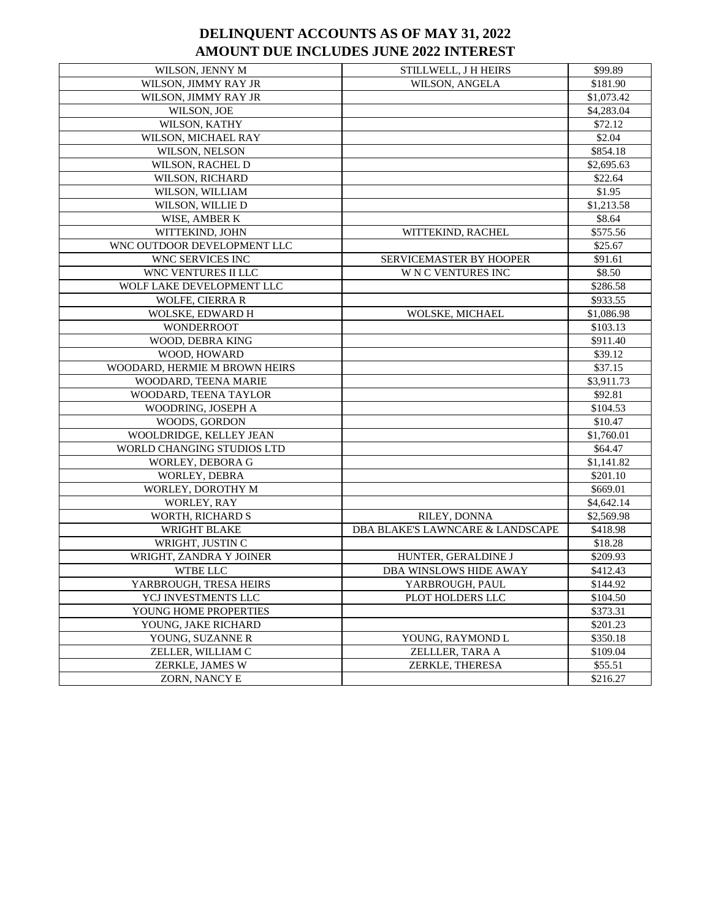# DELINQUENT ACCOUNTS AS OF MAY 31, 2022
# AMOUNT DUE INCLUDES JUNE 2022 INTEREST

| | | |
|---|---|---|
| WILSON, JENNY M | STILLWELL, J H HEIRS | $99.89 |
| WILSON, JIMMY RAY JR | WILSON, ANGELA | $181.90 |
| WILSON, JIMMY RAY JR | | $1,073.42 |
| WILSON, JOE | | $4,283.04 |
| WILSON, KATHY | | $72.12 |
| WILSON, MICHAEL RAY | | $2.04 |
| WILSON, NELSON | | $854.18 |
| WILSON, RACHEL D | | $2,695.63 |
| WILSON, RICHARD | | $22.64 |
| WILSON, WILLIAM | | $1.95 |
| WILSON, WILLIE D | | $1,213.58 |
| WISE, AMBER K | | $8.64 |
| WITTEKIND, JOHN | WITTEKIND, RACHEL | $575.56 |
| WNC OUTDOOR DEVELOPMENT LLC | | $25.67 |
| WNC SERVICES INC | SERVICEMASTER BY HOOPER | $91.61 |
| WNC VENTURES II LLC | W N C VENTURES INC | $8.50 |
| WOLF LAKE DEVELOPMENT LLC | | $286.58 |
| WOLFE, CIERRA R | | $933.55 |
| WOLSKE, EDWARD H | WOLSKE, MICHAEL | $1,086.98 |
| WONDERROOT | | $103.13 |
| WOOD, DEBRA KING | | $911.40 |
| WOOD, HOWARD | | $39.12 |
| WOODARD, HERMIE M BROWN HEIRS | | $37.15 |
| WOODARD, TEENA MARIE | | $3,911.73 |
| WOODARD, TEENA TAYLOR | | $92.81 |
| WOODRING, JOSEPH A | | $104.53 |
| WOODS, GORDON | | $10.47 |
| WOOLDRIDGE, KELLEY JEAN | | $1,760.01 |
| WORLD CHANGING STUDIOS LTD | | $64.47 |
| WORLEY, DEBORA G | | $1,141.82 |
| WORLEY, DEBRA | | $201.10 |
| WORLEY, DOROTHY M | | $669.01 |
| WORLEY, RAY | | $4,642.14 |
| WORTH, RICHARD S | RILEY, DONNA | $2,569.98 |
| WRIGHT BLAKE | DBA BLAKE'S LAWNCARE & LANDSCAPE | $418.98 |
| WRIGHT, JUSTIN C | | $18.28 |
| WRIGHT, ZANDRA Y JOINER | HUNTER, GERALDINE J | $209.93 |
| WTBE LLC | DBA WINSLOWS HIDE AWAY | $412.43 |
| YARBROUGH, TRESA HEIRS | YARBROUGH, PAUL | $144.92 |
| YCJ INVESTMENTS LLC | PLOT HOLDERS LLC | $104.50 |
| YOUNG HOME PROPERTIES | | $373.31 |
| YOUNG, JAKE RICHARD | | $201.23 |
| YOUNG, SUZANNE R | YOUNG, RAYMOND L | $350.18 |
| ZELLER, WILLIAM C | ZELLLER, TARA A | $109.04 |
| ZERKLE, JAMES W | ZERKLE, THERESA | $55.51 |
| ZORN, NANCY E | | $216.27 |